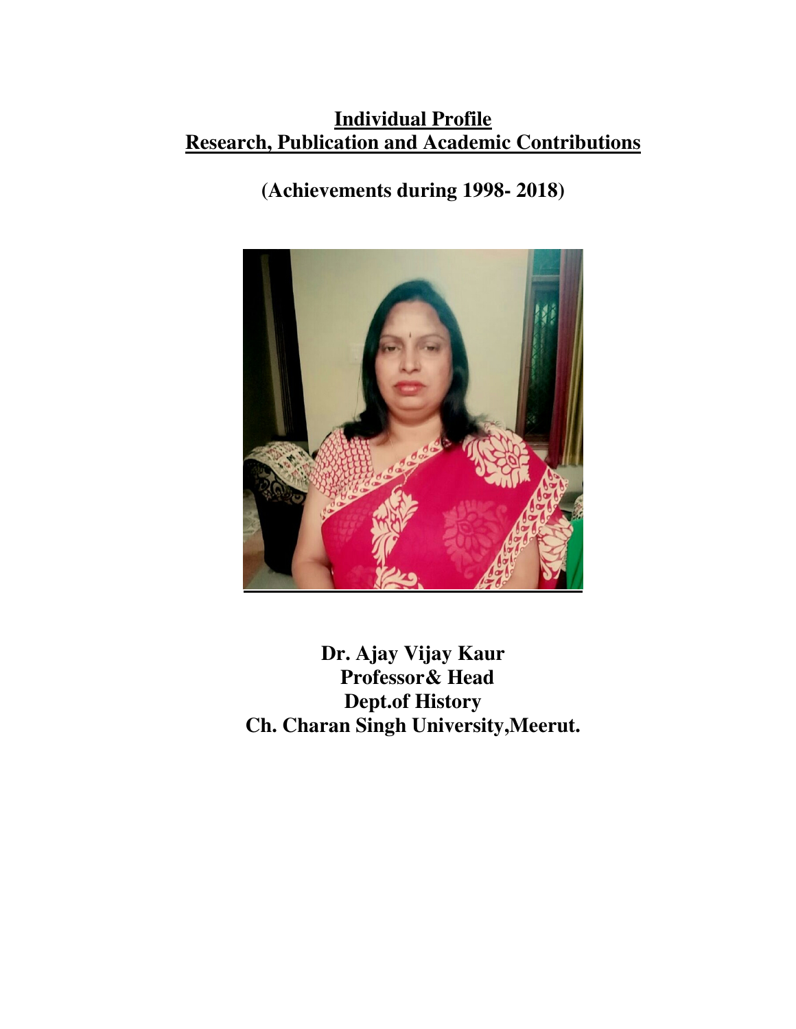# Individual Profile
# Research, Publication and Academic Contributions

**(Achievements during 1998- 2018)**

**Dr. Ajay Vijay Kaur**
**Professor& Head**
**Dept.of History**
**Ch. Charan Singh University,Meerut.**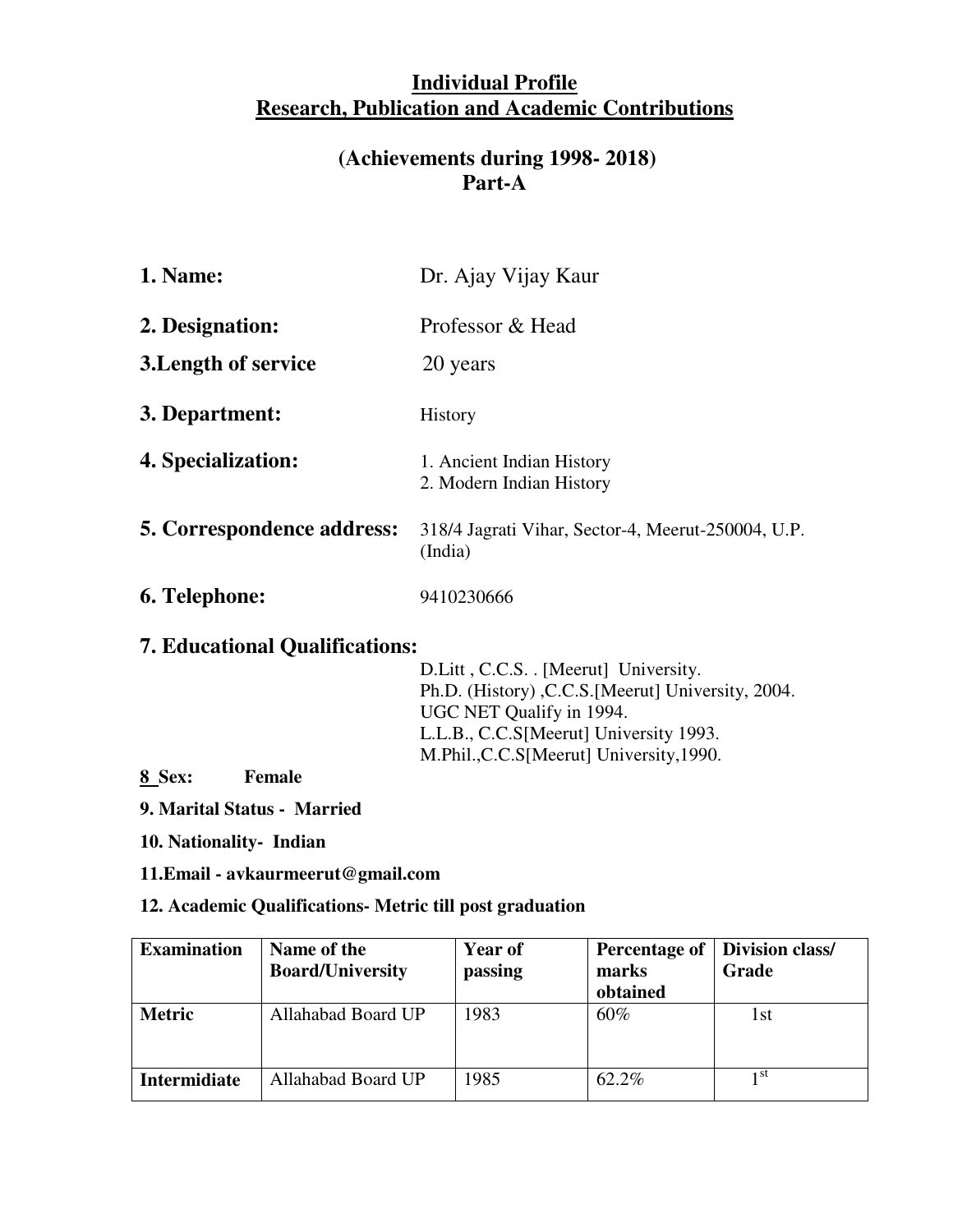# Individual Profile
# Research, Publication and Academic Contributions

## (Achievements during 1998- 2018)
## Part-A

**1. Name:** Dr. Ajay Vijay Kaur

**2. Designation:** Professor & Head

**3.Length of service** 20 years

**3. Department:** History

**4. Specialization:**
1. Ancient Indian History
2. Modern Indian History

**5. Correspondence address:** 318/4 Jagrati Vihar, Sector-4, Meerut-250004, U.P. (India)

**6. Telephone:** 9410230666

**7. Educational Qualifications:**

D.Litt , C.C.S. . [Meerut] University.
Ph.D. (History) ,C.C.S.[Meerut] University, 2004.
UGC NET Qualify in 1994.
L.L.B., C.C.S[Meerut] University 1993.
M.Phil.,C.C.S[Meerut] University,1990.

**8 Sex: Female**

**9. Marital Status - Married**

**10. Nationality- Indian**

**11.Email - avkaurmeerut@gmail.com**

**12. Academic Qualifications- Metric till post graduation**

| Examination | Name of the Board/University | Year of passing | Percentage of marks obtained | Division class/ Grade |
|---|---|---|---|---|
| **Metric** | Allahabad Board UP | 1983 | 60% | 1st |
| **Intermidiate** | Allahabad Board UP | 1985 | 62.2% | 1st |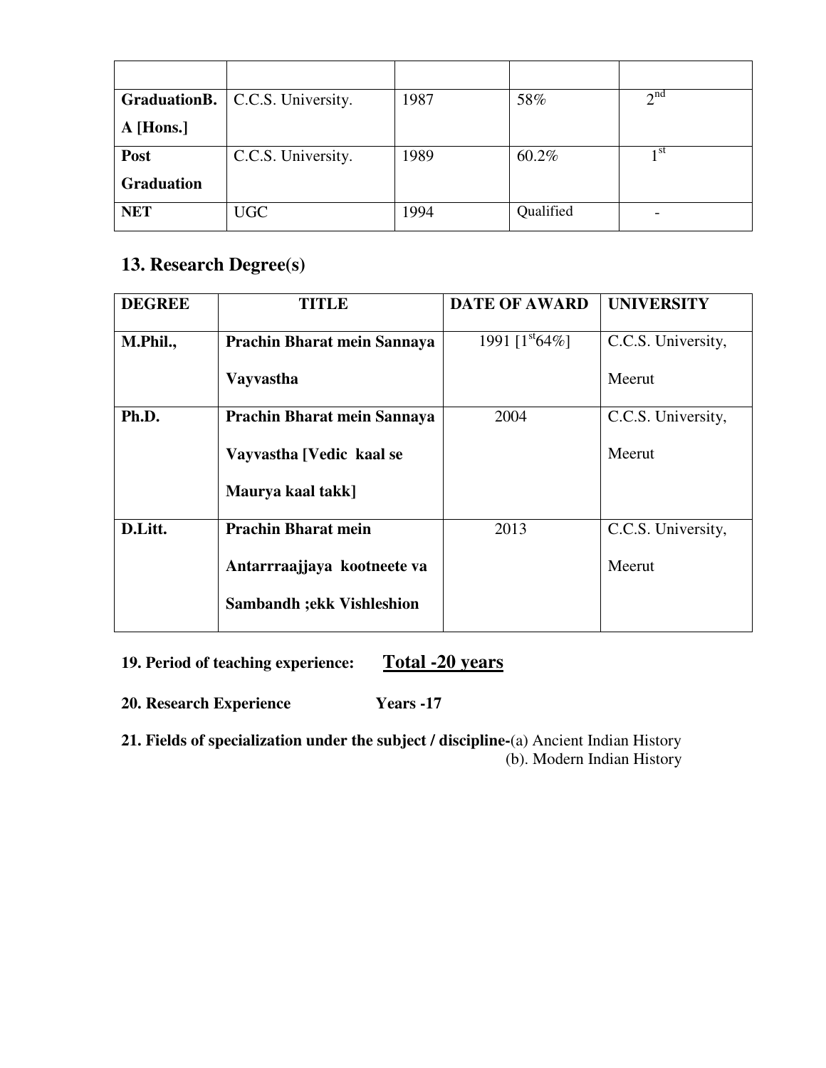| | | | | |
|---|---|---|---|---|
| **GraduationB. A [Hons.]** | C.C.S. University. | 1987 | 58% | 2nd |
| **Post Graduation** | C.C.S. University. | 1989 | 60.2% | 1st |
| **NET** | UGC | 1994 | Qualified | - |

## 13. Research Degree(s)

| DEGREE | TITLE | DATE OF AWARD | UNIVERSITY |
|---|---|---|---|
| **M.Phil.,** | **Prachin Bharat mein Sannaya Vayvastha** | 1991 [1st64%] | C.C.S. University, Meerut |
| **Ph.D.** | **Prachin Bharat mein Sannaya Vayvastha [Vedic kaal se Maurya kaal takk]** | 2004 | C.C.S. University, Meerut |
| **D.Litt.** | **Prachin Bharat mein Antarrraajjaya kootneete va Sambandh ;ekk Vishleshion** | 2013 | C.C.S. University, Meerut |

**19. Period of teaching experience:** **Total -20 years**

**20. Research Experience** **Years -17**

**21. Fields of specialization under the subject / discipline-**(a) Ancient Indian History
(b). Modern Indian History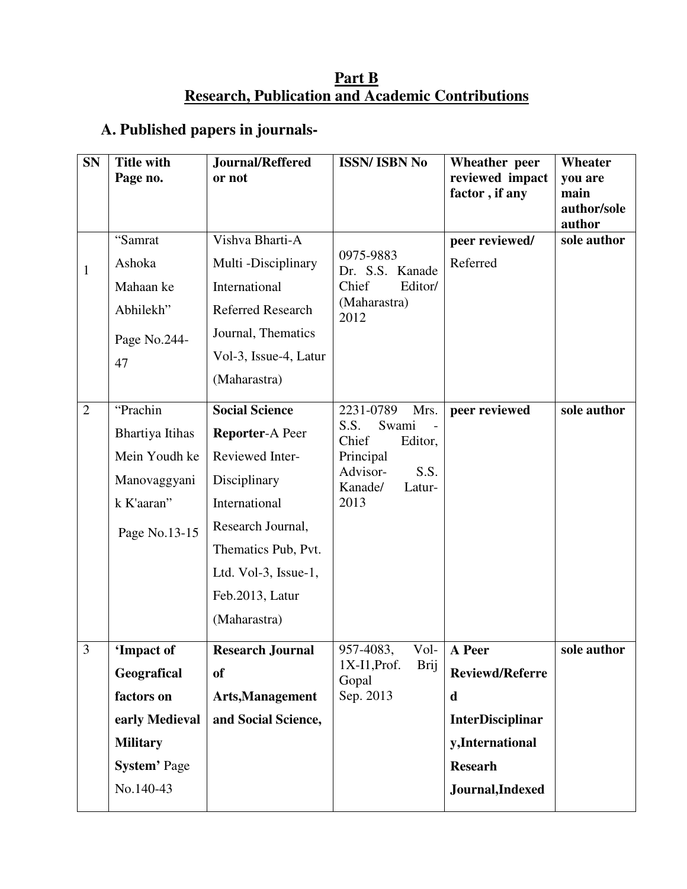## Part B
## Research, Publication and Academic Contributions

### A. Published papers in journals-

| SN | Title with Page no. | Journal/Reffered or not | ISSN/ ISBN No | Wheather peer reviewed impact factor , if any | Wheater you are main author/sole author |
|---|---|---|---|---|---|
| 1 | "Samrat Ashoka Mahaan ke Abhilekh" Page No.244-47 | Vishva Bharti-A Multi -Disciplinary International Referred Research Journal, Thematics Vol-3, Issue-4, Latur (Maharastra) | 0975-9883 Dr. S.S. Kanade Chief Editor/ (Maharastra) 2012 | **peer reviewed/** Referred | **sole author** |
| 2 | "Prachin Bhartiya Itihas Mein Youdh ke Manovaggyanik K'aaran" Page No.13-15 | **Social Science Reporter**-A Peer Reviewed Inter-Disciplinary International Research Journal, Thematics Pub, Pvt. Ltd. Vol-3, Issue-1, Feb.2013, Latur (Maharastra) | 2231-0789 Mrs. S.S. Swami - Chief Editor, Principal Advisor- S.S. Kanade/ Latur-2013 | **peer reviewed** | **sole author** |
| 3 | **'Impact of Geografical factors on early Medieval Military System'** Page No.140-43 | **Research Journal of Arts,Management and Social Science,** | 957-4083, Vol-1X-I1,Prof. Brij Gopal Sep. 2013 | **A Peer Reviewd/Referred InterDisciplinary,International Researh Journal,Indexed** | **sole author** |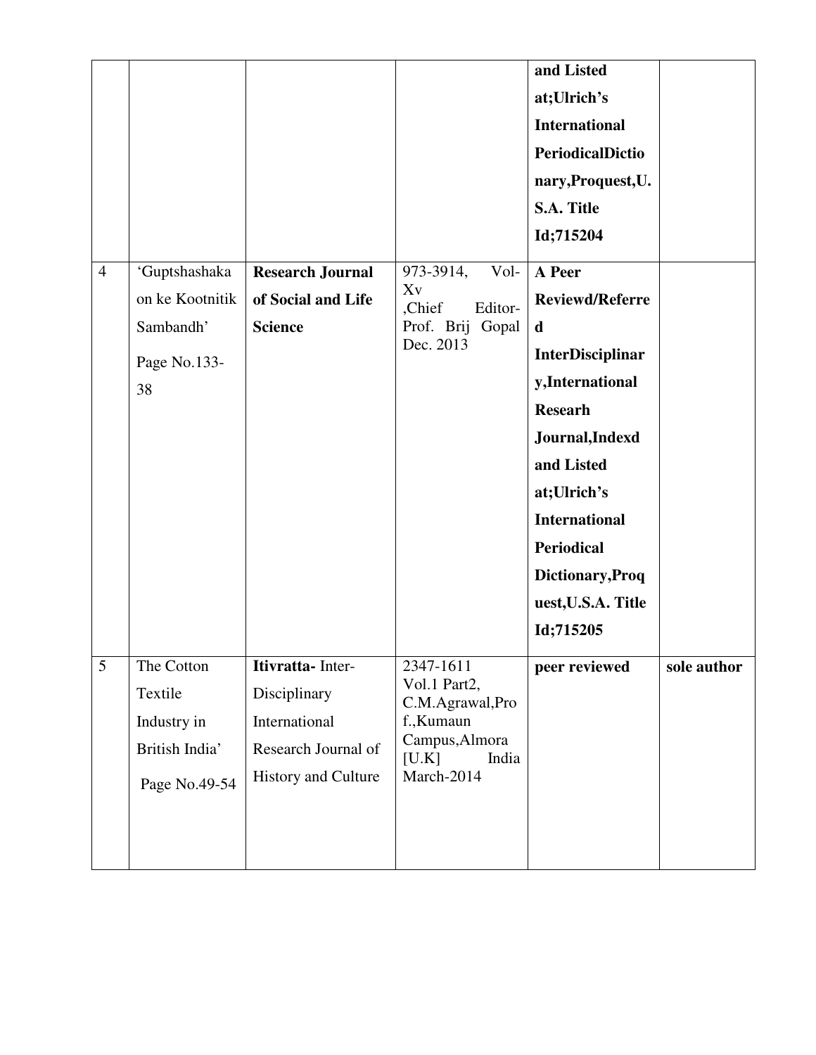| | | | | | |
|---|---|---|---|---|---|
| | | | | **and Listed at;Ulrich's International PeriodicalDictionary,Proquest,U.S.A. Title Id;715204** | |
| 4 | 'Guptshashakaon ke Kootnitik Sambandh' Page No.133-38 | **Research Journal of Social and Life Science** | 973-3914, Vol-Xv ,Chief Editor-Prof. Brij Gopal Dec. 2013 | **A Peer Reviewd/Referred InterDisciplinary,International Researh Journal,Indexd and Listed at;Ulrich's International Periodical Dictionary,Proquest,U.S.A. Title Id;715205** | |
| 5 | The Cotton Textile Industry in British India' Page No.49-54 | **Itivratta-** Inter-Disciplinary International Research Journal of History and Culture | 2347-1611 Vol.1 Part2, C.M.Agrawal,Prof.,Kumaun Campus,Almora [U.K] India March-2014 | **peer reviewed** | **sole author** |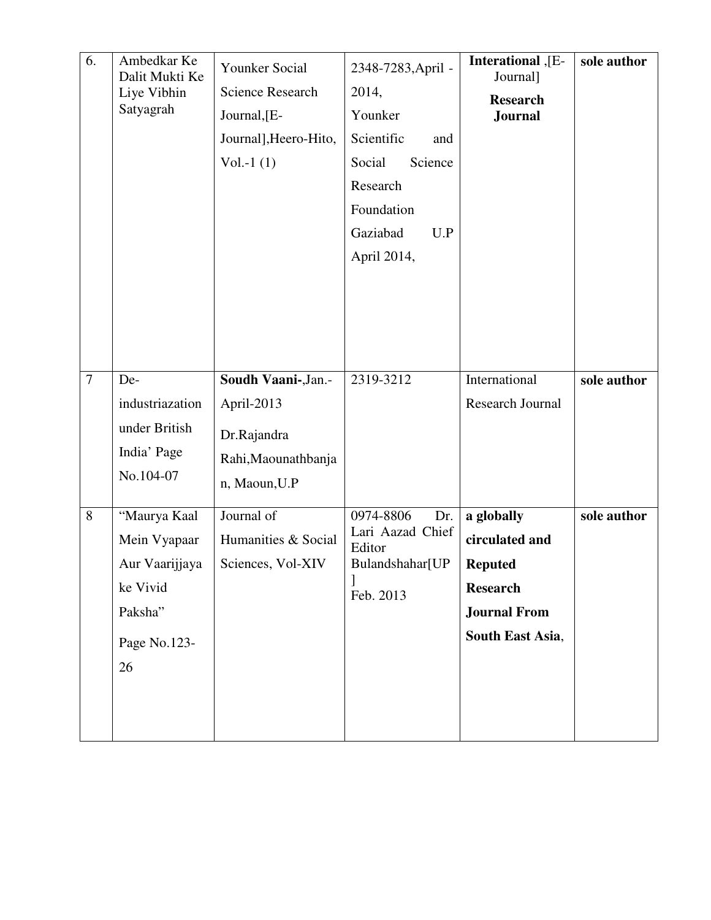| 6. | Ambedkar Ke Dalit Mukti Ke Liye Vibhin Satyagrah | Younker Social Science Research Journal,[E-Journal],Heero-Hito, Vol.-1 (1) | 2348-7283,April - 2014, Younker Scientific and Social Science Research Foundation Gaziabad U.P April 2014, | **Interational** ,[E-Journal] **Research Journal** | **sole author** |
|---|---|---|---|---|---|
| 7 | De-industriazation under British India' Page No.104-07 | **Soudh Vaani-**,Jan.-April-2013 Dr.Rajandra Rahi,Maounathbanjan, Maoun,U.P | 2319-3212 | International Research Journal | **sole author** |
| 8 | "Maurya Kaal Mein Vyapaar Aur Vaarijjaya ke Vivid Paksha" Page No.123-26 | Journal of Humanities & Social Sciences, Vol-XIV | 0974-8806 Dr. Lari Aazad Chief Editor Bulandshahar[UP] Feb. 2013 | **a globally circulated and Reputed Research Journal From South East Asia**, | **sole author** |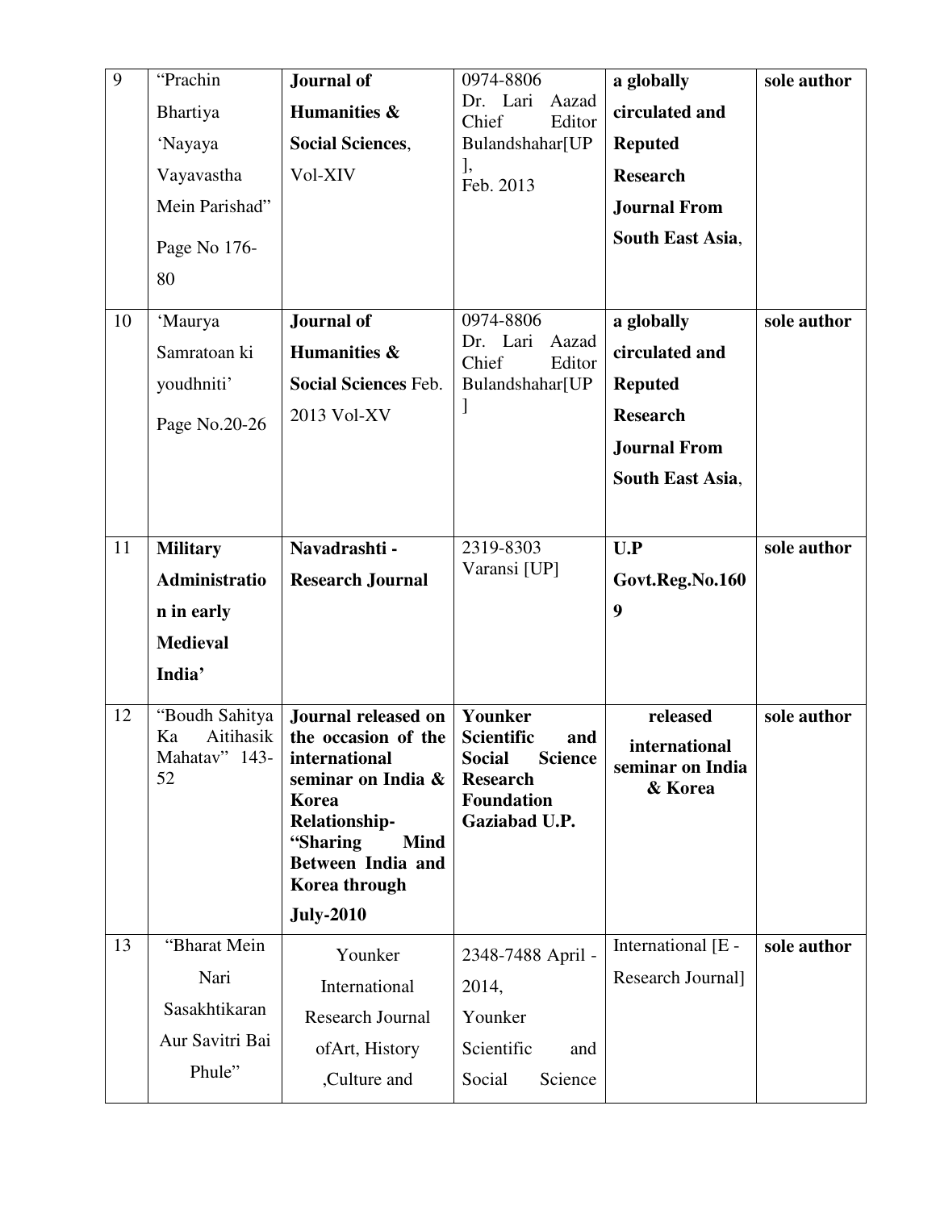| 9 | "Prachin Bhartiya 'Nayaya Vayavastha Mein Parishad" Page No 176-80 | **Journal of Humanities & Social Sciences**, Vol-XIV | 0974-8806 Dr. Lari Aazad Chief Editor Bulandshahar[UP], Feb. 2013 | **a globally circulated and Reputed Research Journal From South East Asia**, | **sole author** |
|---|---|---|---|---|---|
| 10 | 'Maurya Samratoan ki youdhniti' Page No.20-26 | **Journal of Humanities & Social Sciences** Feb. 2013 Vol-XV | 0974-8806 Dr. Lari Aazad Chief Editor Bulandshahar[UP] | **a globally circulated and Reputed Research Journal From South East Asia**, | **sole author** |
| 11 | **Military Administration in early Medieval India'** | **Navadrashti - Research Journal** | 2319-8303 Varansi [UP] | **U.P Govt.Reg.No.1609** | **sole author** |
| 12 | "Boudh Sahitya Ka Aitihasik Mahatav" 143-52 | **Journal released on the occasion of the international seminar on India & Korea Relationship- "Sharing Mind Between India and Korea through July-2010** | **Younker Scientific and Social Science Research Foundation Gaziabad U.P.** | **released international seminar on India & Korea** | **sole author** |
| 13 | "Bharat Mein Nari Sasakhtikaran Aur Savitri Bai Phule" | Younker International Research Journal ofArt, History ,Culture and | 2348-7488 April - 2014, Younker Scientific and Social Science | International [E - Research Journal] | **sole author** |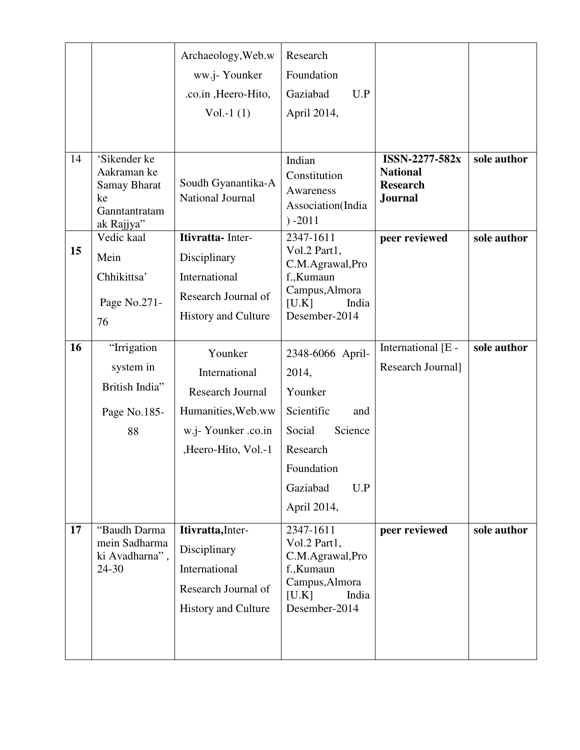| | | | | | |
|---|---|---|---|---|---|
| | | Archaeology,Web.www.j- Younker .co.in ,Heero-Hito, Vol.-1 (1) | Research Foundation Gaziabad U.P April 2014, | | |
| 14 | 'Sikender ke Aakraman ke Samay Bharat ke Ganntantratamak Rajjya" | Soudh Gyanantika-A National Journal | Indian Constitution Awareness Association(India) -2011 | **ISSN-2277-582x National Research Journal** | **sole author** |
| **15** | Vedic kaal Mein Chhikittsa' Page No.271-76 | **Itivratta-** Inter-Disciplinary International Research Journal of History and Culture | 2347-1611 Vol.2 Part1, C.M.Agrawal,Prof.,Kumaun Campus,Almora [U.K] India Desember-2014 | **peer reviewed** | **sole author** |
| **16** | "Irrigation system in British India" Page No.185-88 | Younker International Research Journal Humanities,Web.www.j- Younker .co.in ,Heero-Hito, Vol.-1 | 2348-6066 April-2014, Younker Scientific and Social Science Research Foundation Gaziabad U.P April 2014, | International [E - Research Journal] | **sole author** |
| **17** | "Baudh Darma mein Sadharma ki Avadharna" , 24-30 | **Itivratta,**Inter-Disciplinary International Research Journal of History and Culture | 2347-1611 Vol.2 Part1, C.M.Agrawal,Prof.,Kumaun Campus,Almora [U.K] India Desember-2014 | **peer reviewed** | **sole author** |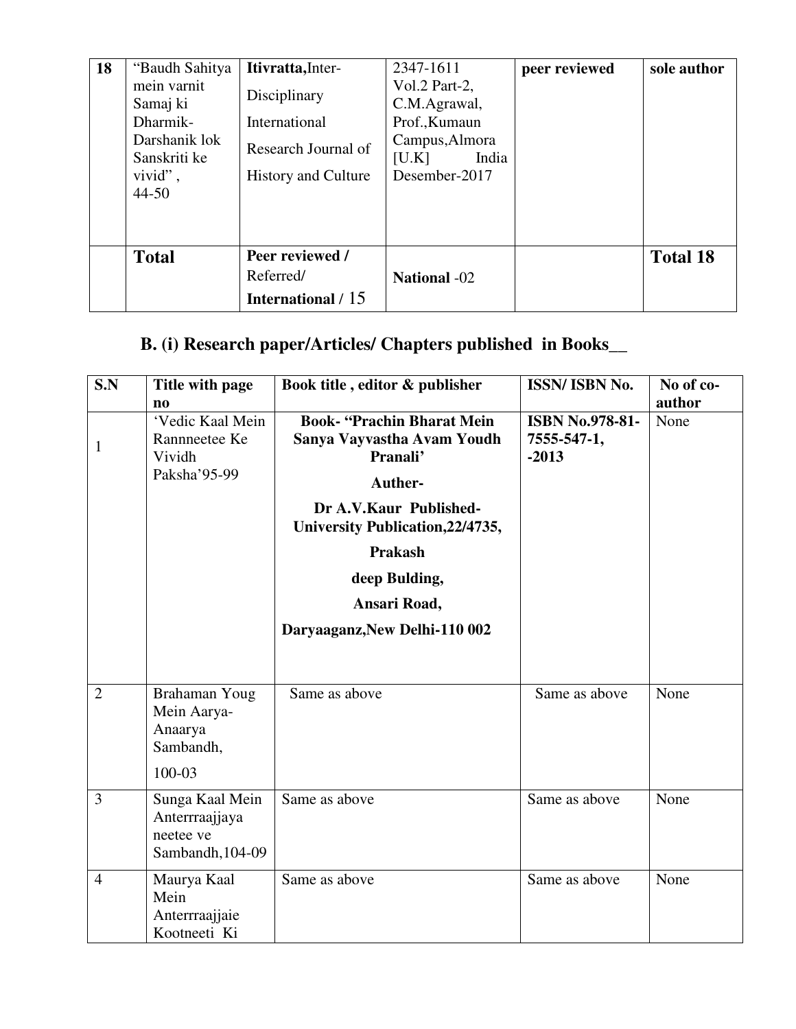| 18 | "Baudh Sahitya mein varnit Samaj ki Dharmik-Darshanik lok Sanskriti ke vivid", 44-50 | **Itivratta,** Inter-Disciplinary International Research Journal of History and Culture | 2347-1611 Vol.2 Part-2, C.M.Agrawal, Prof., Kumaun Campus, Almora [U.K] India Desember-2017 | **peer reviewed** | **sole author** |
|---|---|---|---|---|---|
| | **Total** | **Peer reviewed /** Referred/ **International /** 15 | **National** -02 | | **Total 18** |

## B. (i) Research paper/Articles/ Chapters published in Books__

| S.N | Title with page no | Book title , editor & publisher | ISSN/ ISBN No. | No of co-author |
|---|---|---|---|---|
| 1 | 'Vedic Kaal Mein Rannneetee Ke Vividh Paksha'95-99 | **Book- "Prachin Bharat Mein Sanya Vayvastha Avam Youdh Pranali'** **Auther-** **Dr A.V.Kaur Published- University Publication,22/4735,** **Prakash** **deep Bulding,** **Ansari Road,** **Daryaaganz,New Delhi-110 002** | **ISBN No.978-81-7555-547-1, -2013** | None |
| 2 | Brahaman Youg Mein Aarya-Anaarya Sambandh, 100-03 | Same as above | Same as above | None |
| 3 | Sunga Kaal Mein Anterrraajjaya neetee ve Sambandh,104-09 | Same as above | Same as above | None |
| 4 | Maurya Kaal Mein Anterrraajjaie Kootneeti Ki | Same as above | Same as above | None |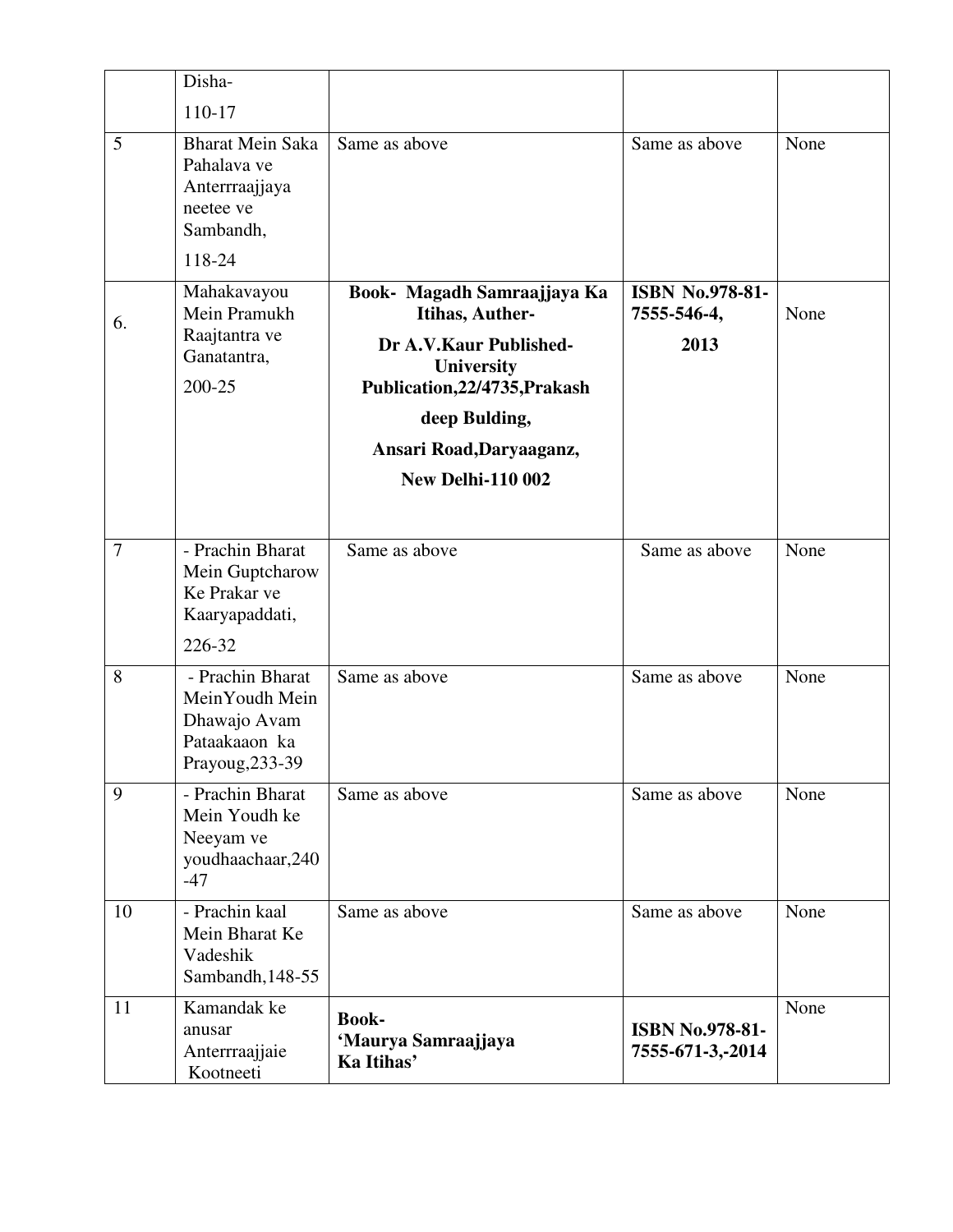| | | | | |
|---|---|---|---|---|
| | Disha-<br>110-17 | | | |
| 5 | Bharat Mein Saka Pahalava ve Anterrraajjaya neetee ve Sambandh,<br>118-24 | Same as above | Same as above | None |
| 6. | Mahakavayou Mein Pramukh Raajtantra ve Ganatantra,<br>200-25 | **Book- Magadh Samraajjaya Ka Itihas, Auther-<br>Dr A.V.Kaur Published- University Publication,22/4735,Prakash deep Bulding,<br>Ansari Road,Daryaaganz,<br>New Delhi-110 002** | **ISBN No.978-81-7555-546-4,<br>2013** | None |
| 7 | - Prachin Bharat Mein Guptcharow Ke Prakar ve Kaaryapaddati,<br>226-32 | Same as above | Same as above | None |
| 8 | - Prachin Bharat MeinYoudh Mein Dhawajo Avam Pataakaaon ka Prayoug,233-39 | Same as above | Same as above | None |
| 9 | - Prachin Bharat Mein Youdh ke Neeyam ve youdhaachaar,240-47 | Same as above | Same as above | None |
| 10 | - Prachin kaal Mein Bharat Ke Vadeshik Sambandh,148-55 | Same as above | Same as above | None |
| 11 | Kamandak ke anusar Anterrraajjaie Kootneeti | **Book-<br>'Maurya Samraajjaya Ka Itihas'** | **ISBN No.978-81-7555-671-3,-2014** | None |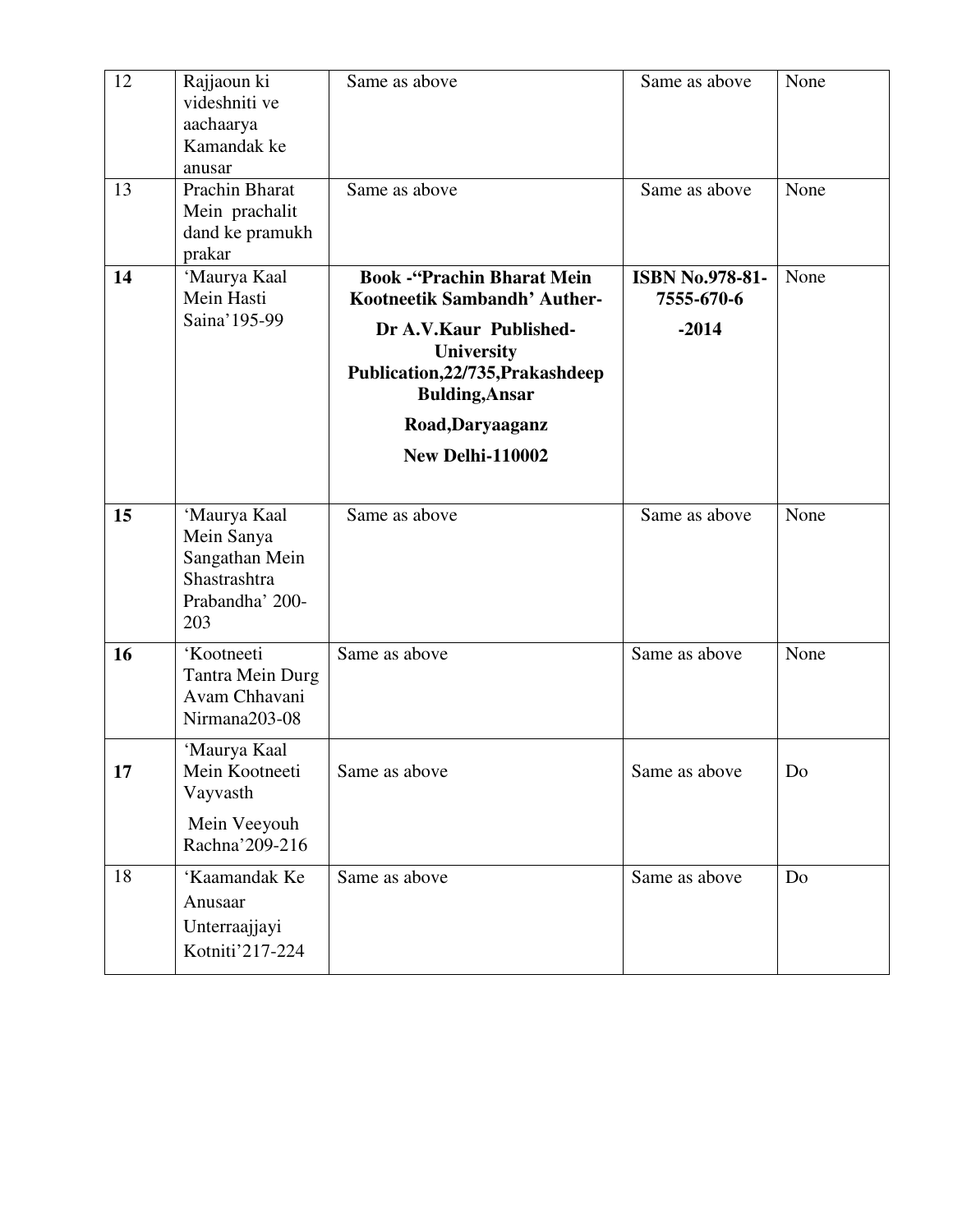| 12 | Rajjaoun ki videshniti ve aachaarya Kamandak ke anusar | Same as above | Same as above | None |
|---|---|---|---|---|
| 13 | Prachin Bharat Mein prachalit dand ke pramukh prakar | Same as above | Same as above | None |
| **14** | 'Maurya Kaal Mein Hasti Saina'195-99 | **Book -"Prachin Bharat Mein Kootneetik Sambandh' Auther- Dr A.V.Kaur Published- University Publication,22/735,Prakashdeep Bulding,Ansar Road,Daryaaganz New Delhi-110002** | **ISBN No.978-81-7555-670-6 -2014** | None |
| **15** | 'Maurya Kaal Mein Sanya Sangathan Mein Shastrashtra Prabandha' 200-203 | Same as above | Same as above | None |
| **16** | 'Kootneeti Tantra Mein Durg Avam Chhavani Nirmana203-08 | Same as above | Same as above | None |
| **17** | 'Maurya Kaal Mein Kootneeti Vayvasth Mein Veeyouh Rachna'209-216 | Same as above | Same as above | Do |
| 18 | 'Kaamandak Ke Anusaar Unterraajjayi Kotniti'217-224 | Same as above | Same as above | Do |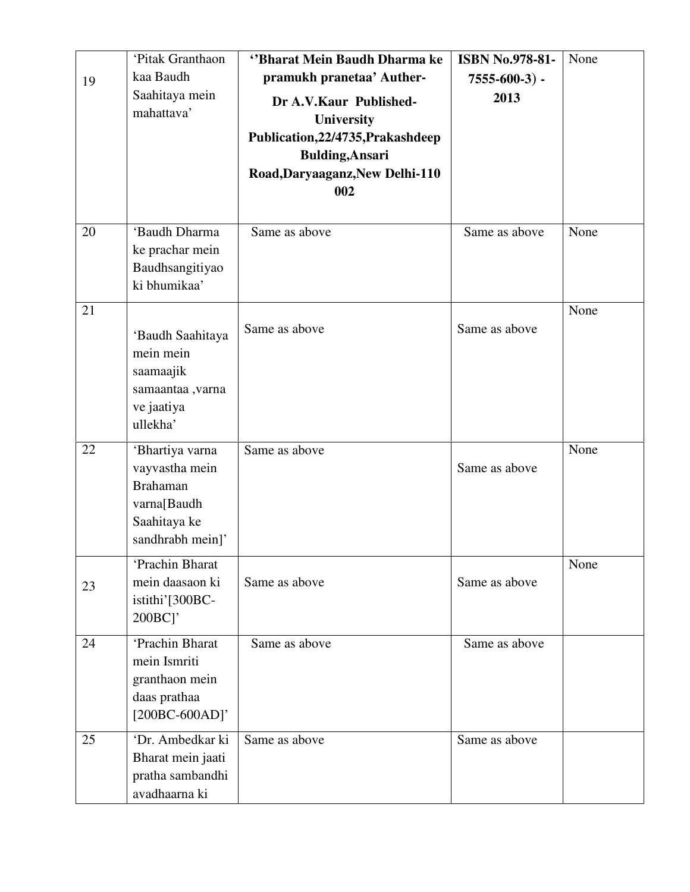| 19 | 'Pitak Granthaon kaa Baudh Saahitaya mein mahattava' | **''Bharat Mein Baudh Dharma ke pramukh pranetaa' Auther- Dr A.V.Kaur Published- University Publication,22/4735,Prakashdeep Bulding,Ansari Road,Daryaaganz,New Delhi-110 002** | **ISBN No.978-81-7555-600-3) - 2013** | None |
|---|---|---|---|---|
| 20 | 'Baudh Dharma ke prachar mein Baudhsangitiyao ki bhumikaa' | Same as above | Same as above | None |
| 21 | 'Baudh Saahitaya mein mein saamaajik samaantaa ,varna ve jaatiya ullekha' | Same as above | Same as above | None |
| 22 | 'Bhartiya varna vayvastha mein Brahaman varna[Baudh Saahitaya ke sandhrabh mein]' | Same as above | Same as above | None |
| 23 | 'Prachin Bharat mein daasaon ki istithi'[300BC-200BC]' | Same as above | Same as above | None |
| 24 | 'Prachin Bharat mein Ismriti granthaon mein daas prathaa [200BC-600AD]' | Same as above | Same as above | |
| 25 | 'Dr. Ambedkar ki Bharat mein jaati pratha sambandhi avadhaarna ki | Same as above | Same as above | |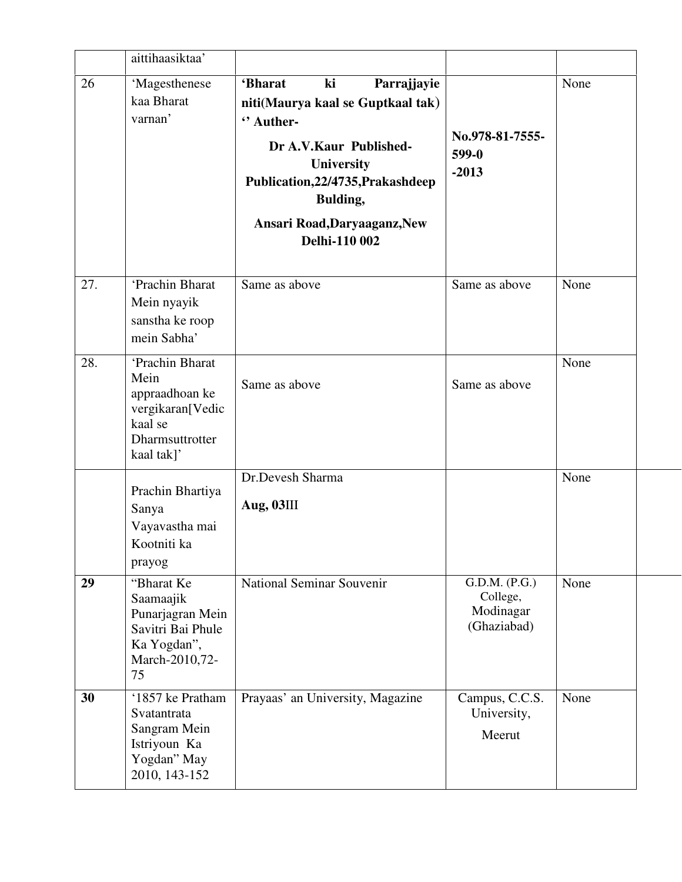| | | | | |
|---|---|---|---|---|
| | aittihaasiktaa' | | | |
| 26 | 'Magesthenese kaa Bharat varnan' | **'Bharat ki Parrajjayie niti(Maurya kaal se Guptkaal tak)'' Auther- Dr A.V.Kaur Published- University Publication,22/4735,Prakashdeep Bulding, Ansari Road,Daryaaganz,New Delhi-110 002** | **No.978-81-7555-599-0 -2013** | None |
| 27. | 'Prachin Bharat Mein nyayik sanstha ke roop mein Sabha' | Same as above | Same as above | None |
| 28. | 'Prachin Bharat Mein appraadhoan ke vergikaran[Vedic kaal se Dharmsuttrotter kaal tak]' | Same as above | Same as above | None |
| | Prachin Bhartiya Sanya Vayavastha mai Kootniti ka prayog | Dr.Devesh Sharma **Aug, 03**III | | None |
| **29** | "Bharat Ke Saamaajik Punarjagran Mein Savitri Bai Phule Ka Yogdan", March-2010,72-75 | National Seminar Souvenir | G.D.M. (P.G.) College, Modinagar (Ghaziabad) | None |
| **30** | '1857 ke Pratham Svatantrata Sangram Mein Istriyoun Ka Yogdan" May 2010, 143-152 | Prayaas' an University, Magazine | Campus, C.C.S. University, Meerut | None |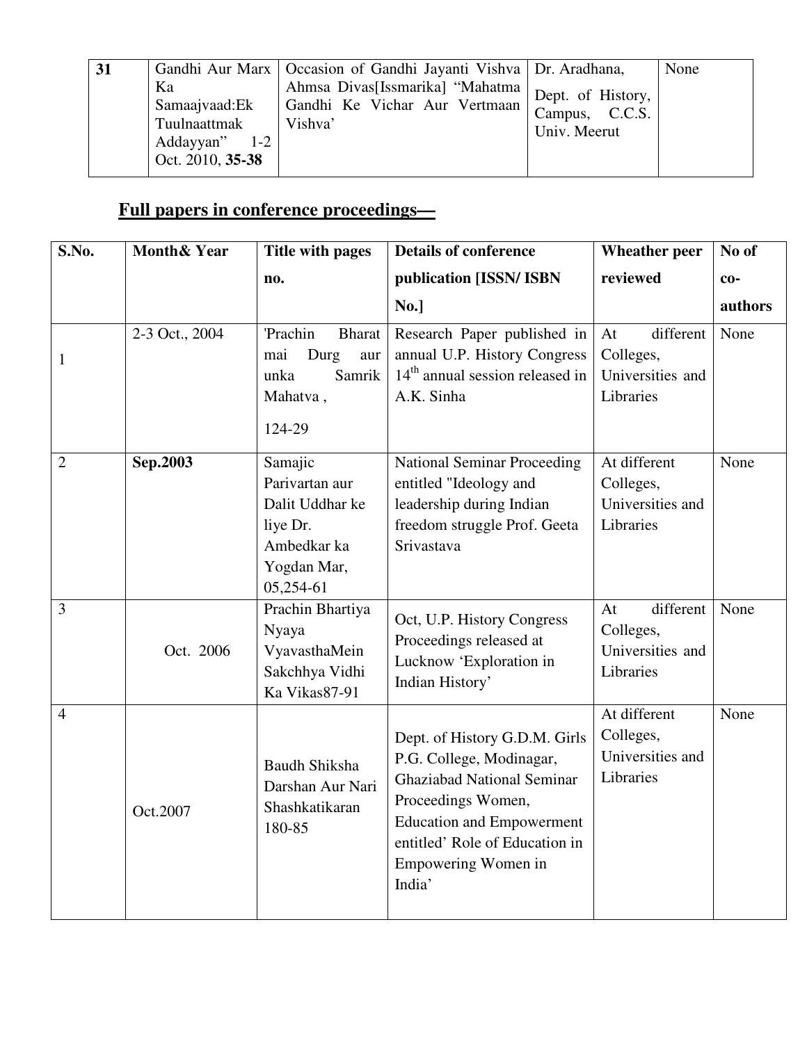| 31 | Gandhi Aur Marx Ka Samaajvaad:Ek Tuulnaattmak Addayyan" 1-2 Oct. 2010, **35-38** | Occasion of Gandhi Jayanti Vishva Ahmsa Divas[Issmarika] "Mahatma Gandhi Ke Vichar Aur Vertmaan Vishva' | Dr. Aradhana, Dept. of History, Campus, C.C.S. Univ. Meerut | None |
|---|---|---|---|---|

## Full papers in conference proceedings—

| S.No. | Month& Year | Title with pages no. | Details of conference publication [ISSN/ ISBN No.] | Wheather peer reviewed | No of co-authors |
|---|---|---|---|---|---|
| 1 | 2-3 Oct., 2004 | 'Prachin Bharat mai Durg aur unka Samrik Mahatva , 124-29 | Research Paper published in annual U.P. History Congress 14th annual session released in A.K. Sinha | At different Colleges, Universities and Libraries | None |
| 2 | **Sep.2003** | Samajic Parivartan aur Dalit Uddhar ke liye Dr. Ambedkar ka Yogdan Mar, 05,254-61 | National Seminar Proceeding entitled "Ideology and leadership during Indian freedom struggle Prof. Geeta Srivastava | At different Colleges, Universities and Libraries | None |
| 3 | Oct. 2006 | Prachin Bhartiya Nyaya VyavasthaMein Sakchhya Vidhi Ka Vikas87-91 | Oct, U.P. History Congress Proceedings released at Lucknow 'Exploration in Indian History' | At different Colleges, Universities and Libraries | None |
| 4 | Oct.2007 | Baudh Shiksha Darshan Aur Nari Shashkatikaran 180-85 | Dept. of History G.D.M. Girls P.G. College, Modinagar, Ghaziabad National Seminar Proceedings Women, Education and Empowerment entitled' Role of Education in Empowering Women in India' | At different Colleges, Universities and Libraries | None |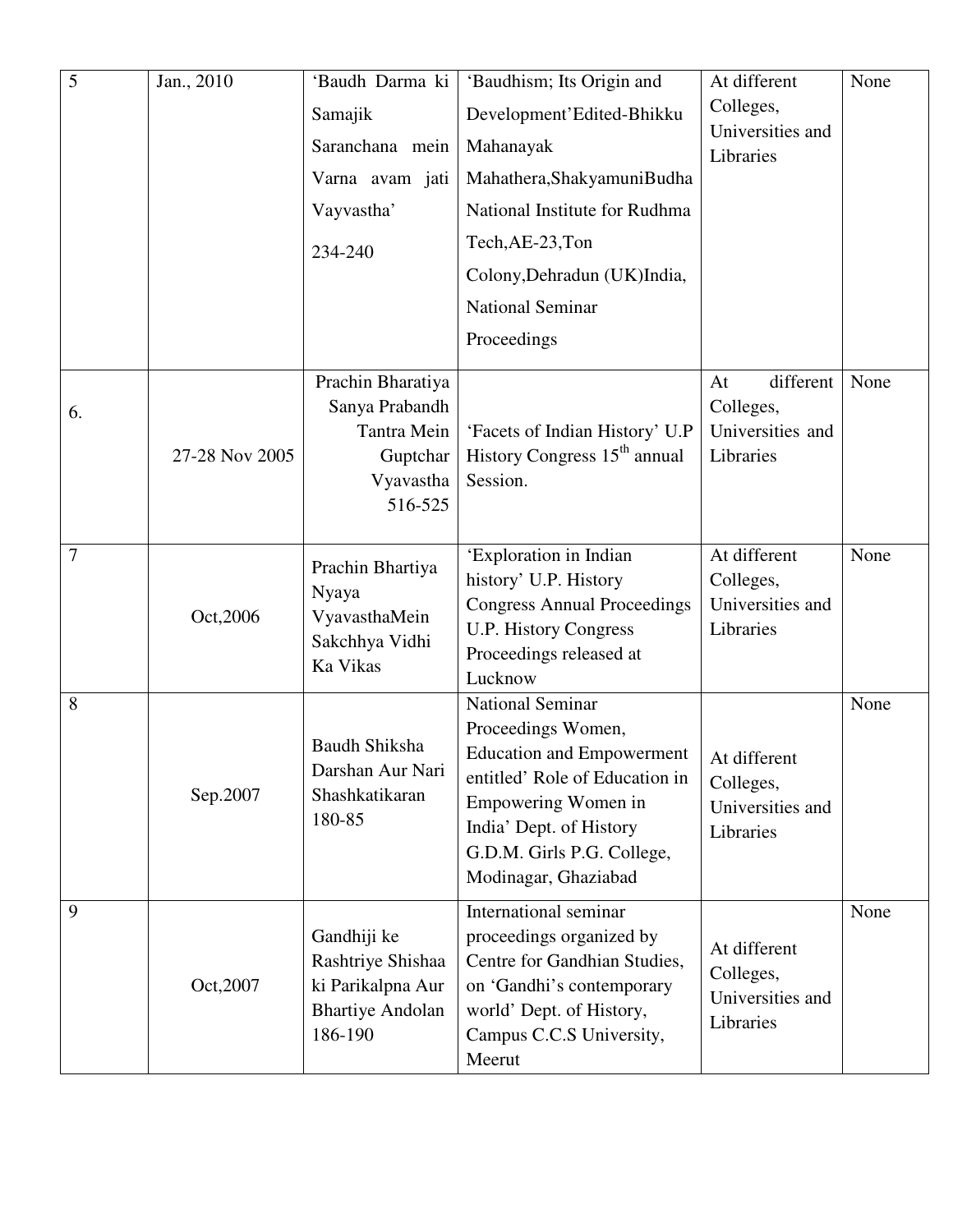| 5 | Jan., 2010 | 'Baudh Darma ki Samajik Saranchana mein Varna avam jati Vayvastha' 234-240 | 'Baudhism; Its Origin and Development'Edited-Bhikku Mahanayak Mahathera,ShakyamuniBudha National Institute for Rudhma Tech,AE-23,Ton Colony,Dehradun (UK)India, National Seminar Proceedings | At different Colleges, Universities and Libraries | None |
|---|---|---|---|---|---|
| 6. | 27-28 Nov 2005 | Prachin Bharatiya Sanya Prabandh Tantra Mein Guptchar Vyavastha 516-525 | 'Facets of Indian History' U.P History Congress 15th annual Session. | At different Colleges, Universities and Libraries | None |
| 7 | Oct,2006 | Prachin Bhartiya Nyaya VyavasthaMein Sakchhya Vidhi Ka Vikas | 'Exploration in Indian history' U.P. History Congress Annual Proceedings U.P. History Congress Proceedings released at Lucknow | At different Colleges, Universities and Libraries | None |
| 8 | Sep.2007 | Baudh Shiksha Darshan Aur Nari Shashkatikaran 180-85 | National Seminar Proceedings Women, Education and Empowerment entitled' Role of Education in Empowering Women in India' Dept. of History G.D.M. Girls P.G. College, Modinagar, Ghaziabad | At different Colleges, Universities and Libraries | None |
| 9 | Oct,2007 | Gandhiji ke Rashtriye Shishaa ki Parikalpna Aur Bhartiye Andolan 186-190 | International seminar proceedings organized by Centre for Gandhian Studies, on 'Gandhi's contemporary world' Dept. of History, Campus C.C.S University, Meerut | At different Colleges, Universities and Libraries | None |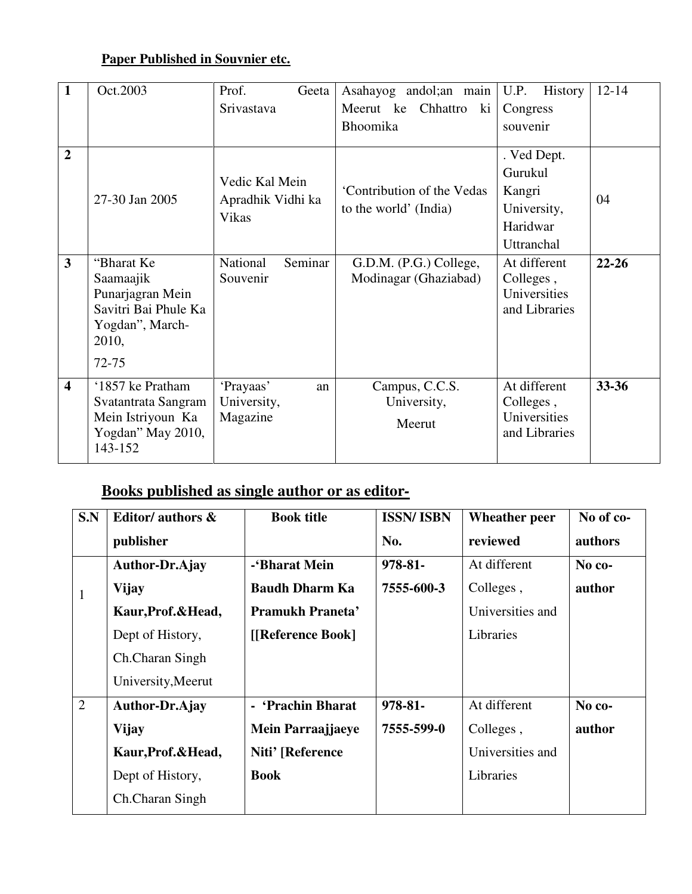**Paper Published in Souvnier etc.**

| | | | | | |
|---|---|---|---|---|---|
| **1** | Oct.2003 | Prof. Geeta Srivastava | Asahayog andol;an main Meerut ke Chhattro ki Bhoomika | U.P. History Congress souvenir | 12-14 |
| **2** | 27-30 Jan 2005 | Vedic Kal Mein Apradhik Vidhi ka Vikas | 'Contribution of the Vedas to the world' (India) | . Ved Dept. Gurukul Kangri University, Haridwar Uttranchal | 04 |
| **3** | "Bharat Ke Saamaajik Punarjagran Mein Savitri Bai Phule Ka Yogdan", March-2010, 72-75 | National Seminar Souvenir | G.D.M. (P.G.) College, Modinagar (Ghaziabad) | At different Colleges , Universities and Libraries | **22-26** |
| **4** | '1857 ke Pratham Svatantrata Sangram Mein Istriyoun Ka Yogdan" May 2010, 143-152 | 'Prayaas' an University, Magazine | Campus, C.C.S. University, Meerut | At different Colleges , Universities and Libraries | **33-36** |

## Books published as single author or as editor-

| S.N | Editor/ authors & publisher | Book title | ISSN/ ISBN No. | Wheather peer reviewed | No of co-authors |
|---|---|---|---|---|---|
| 1 | **Author-Dr.Ajay Vijay Kaur,Prof.&Head,** Dept of History, Ch.Charan Singh University,Meerut | **-'Bharat Mein Baudh Dharm Ka Pramukh Praneta' [[Reference Book]** | **978-81-7555-600-3** | At different Colleges , Universities and Libraries | **No co-author** |
| 2 | **Author-Dr.Ajay Vijay Kaur,Prof.&Head,** Dept of History, Ch.Charan Singh | **- 'Prachin Bharat Mein Parraajjaeye Niti' [Reference Book** | **978-81-7555-599-0** | At different Colleges , Universities and Libraries | **No co-author** |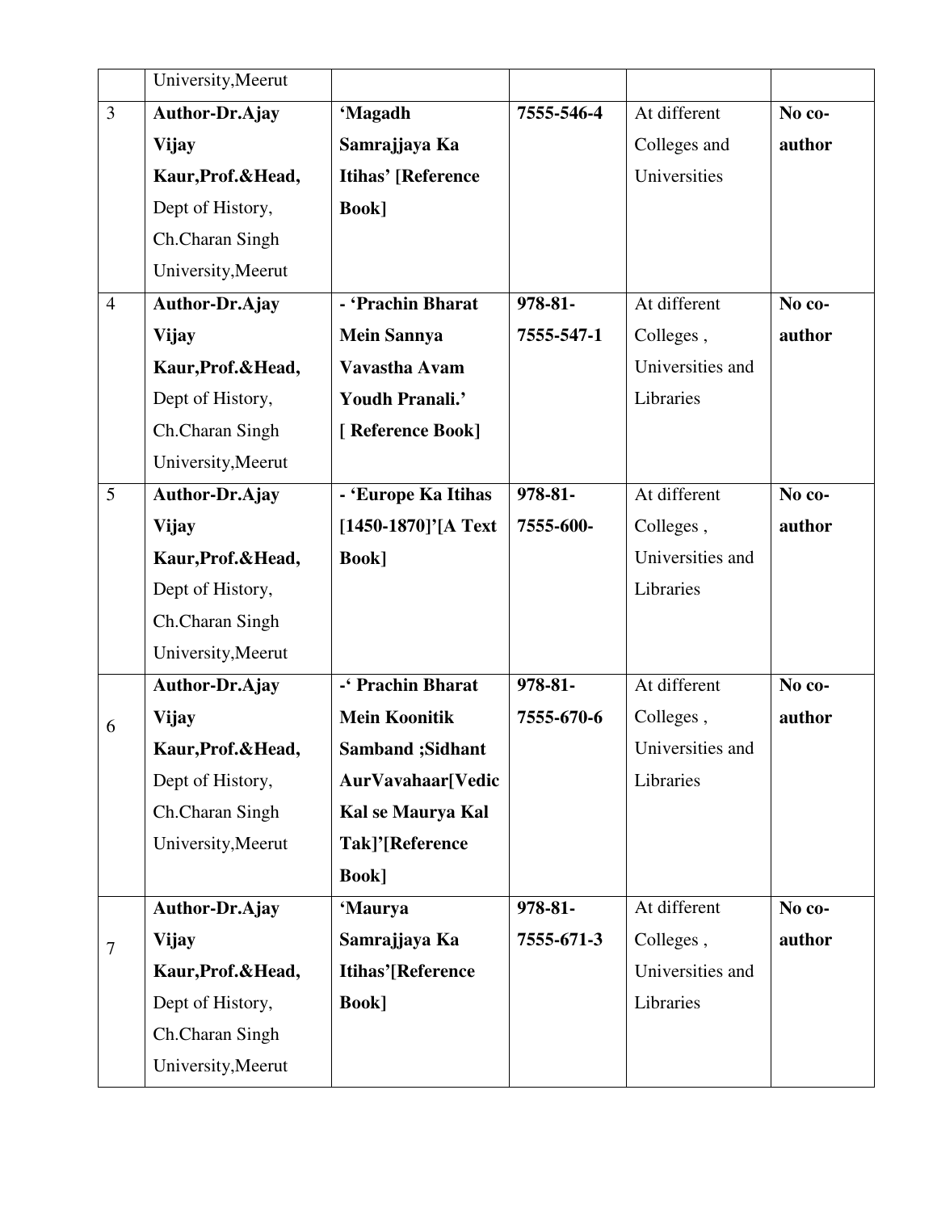| | | | | | |
|---|---|---|---|---|---|
| | University,Meerut | | | | |
| 3 | **Author-Dr.Ajay Vijay Kaur,Prof.&Head,** Dept of History, Ch.Charan Singh University,Meerut | **'Magadh Samrajjaya Ka Itihas' [Reference Book]** | **7555-546-4** | At different Colleges and Universities | **No co-author** |
| 4 | **Author-Dr.Ajay Vijay Kaur,Prof.&Head,** Dept of History, Ch.Charan Singh University,Meerut | **- 'Prachin Bharat Mein Sannya Vavastha Avam Youdh Pranali.' [ Reference Book]** | **978-81-7555-547-1** | At different Colleges , Universities and Libraries | **No co-author** |
| 5 | **Author-Dr.Ajay Vijay Kaur,Prof.&Head,** Dept of History, Ch.Charan Singh University,Meerut | **- 'Europe Ka Itihas [1450-1870]'[A Text Book]** | **978-81-7555-600-** | At different Colleges , Universities and Libraries | **No co-author** |
| 6 | **Author-Dr.Ajay Vijay Kaur,Prof.&Head,** Dept of History, Ch.Charan Singh University,Meerut | **-' Prachin Bharat Mein Koonitik Samband ;Sidhant AurVavahaar[Vedic Kal se Maurya Kal Tak]'[Reference Book]** | **978-81-7555-670-6** | At different Colleges , Universities and Libraries | **No co-author** |
| 7 | **Author-Dr.Ajay Vijay Kaur,Prof.&Head,** Dept of History, Ch.Charan Singh University,Meerut | **'Maurya Samrajjaya Ka Itihas'[Reference Book]** | **978-81-7555-671-3** | At different Colleges , Universities and Libraries | **No co-author** |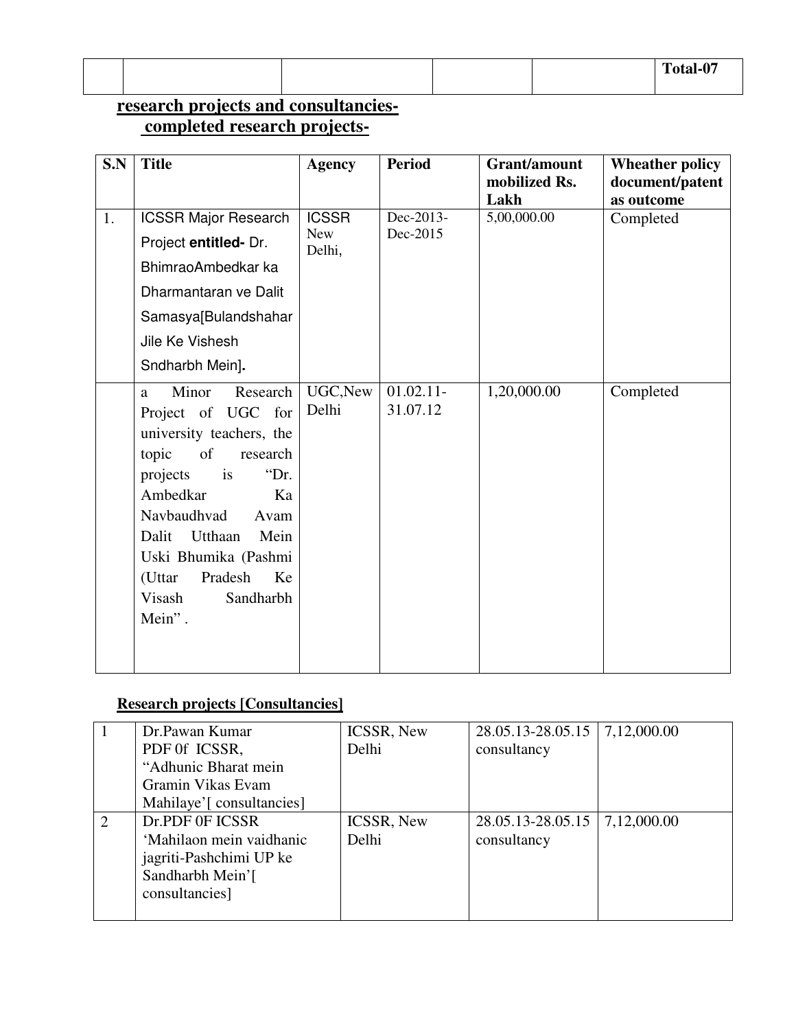| | | | | | Total-07 |
|---|---|---|---|---|---|

## research projects and consultancies-
## completed research projects-

| S.N | Title | Agency | Period | Grant/amount mobilized Rs. Lakh | Wheather policy document/patent as outcome |
|---|---|---|---|---|---|
| 1. | ICSSR Major Research Project **entitled-** Dr. BhimraoAmbedkar ka Dharmantaran ve Dalit Samasya[Bulandshahar Jile Ke Vishesh Sndharbh Mein]**.** | ICSSR New Delhi, | Dec-2013-Dec-2015 | 5,00,000.00 | Completed |
| | a Minor Research Project of UGC for university teachers, the topic of research projects is "Dr. Ambedkar Ka Navbaudhvad Avam Dalit Utthaan Mein Uski Bhumika (Pashmi (Uttar Pradesh Ke Visash Sandharbh Mein" . | UGC,New Delhi | 01.02.11-31.07.12 | 1,20,000.00 | Completed |

**Research projects [Consultancies]**

| | | | | |
|---|---|---|---|---|
| 1 | Dr.Pawan Kumar PDF 0f ICSSR, "Adhunic Bharat mein Gramin Vikas Evam Mahilaye'[ consultancies] | ICSSR, New Delhi | 28.05.13-28.05.15 consultancy | 7,12,000.00 |
| 2 | Dr.PDF 0F ICSSR 'Mahilaon mein vaidhanic jagriti-Pashchimi UP ke Sandharbh Mein'[ consultancies] | ICSSR, New Delhi | 28.05.13-28.05.15 consultancy | 7,12,000.00 |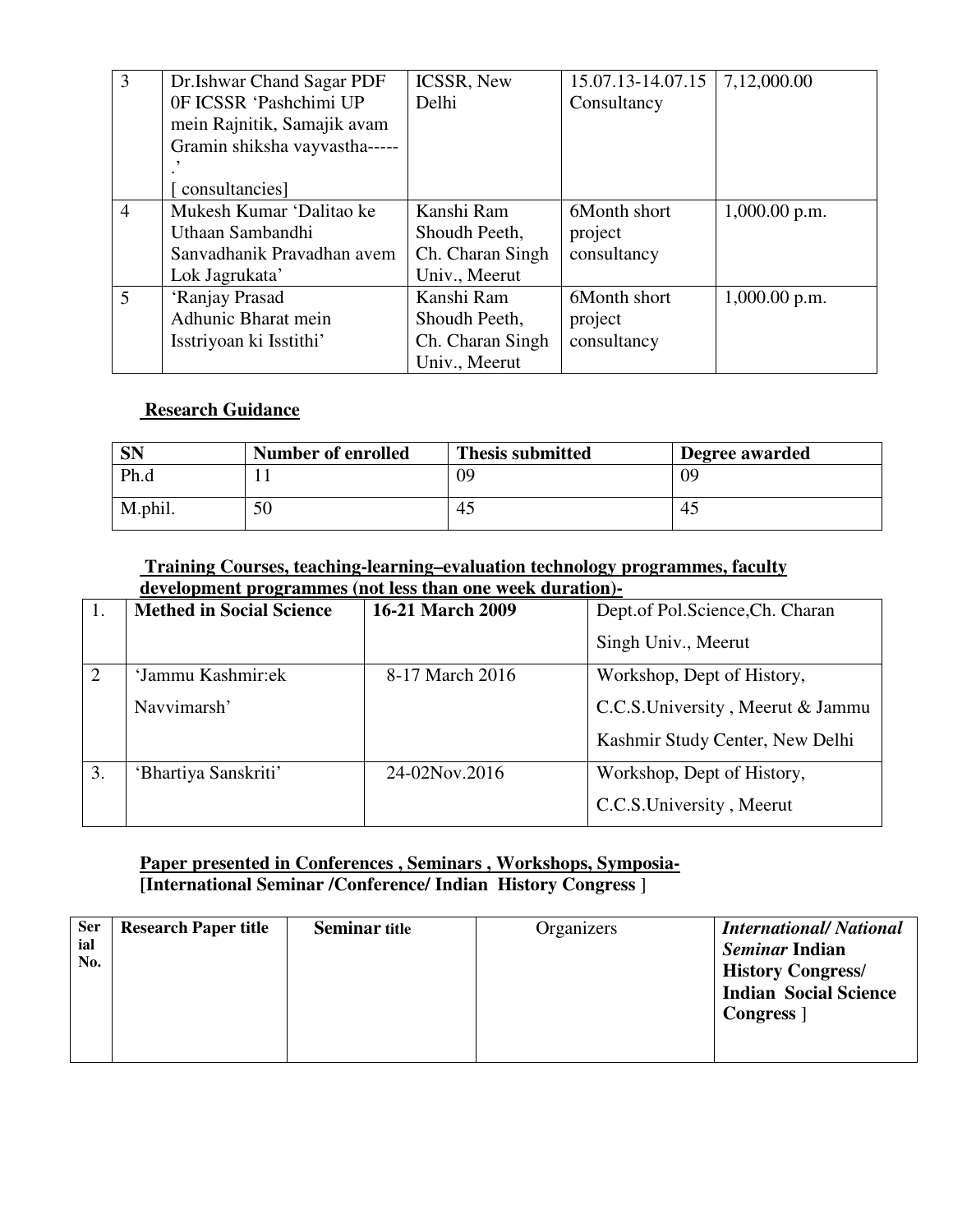| 3 | Dr.Ishwar Chand Sagar PDF 0F ICSSR 'Pashchimi UP mein Rajnitik, Samajik avam Gramin shiksha vayvastha-----.' [ consultancies] | ICSSR, New Delhi | 15.07.13-14.07.15 Consultancy | 7,12,000.00 |
|---|---|---|---|---|
| 4 | Mukesh Kumar 'Dalitao ke Uthaan Sambandhi Sanvadhanik Pravadhan avem Lok Jagrukata' | Kanshi Ram Shoudh Peeth, Ch. Charan Singh Univ., Meerut | 6Month short project consultancy | 1,000.00 p.m. |
| 5 | 'Ranjay Prasad Adhunic Bharat mein Isstriyoan ki Isstithi' | Kanshi Ram Shoudh Peeth, Ch. Charan Singh Univ., Meerut | 6Month short project consultancy | 1,000.00 p.m. |

**Research Guidance**

| SN | Number of enrolled | Thesis submitted | Degree awarded |
|---|---|---|---|
| Ph.d | 11 | 09 | 09 |
| M.phil. | 50 | 45 | 45 |

**Training Courses, teaching-learning–evaluation technology programmes, faculty development programmes (not less than one week duration)-**

| 1. | **Methed in Social Science** | **16-21 March 2009** | Dept.of Pol.Science,Ch. Charan Singh Univ., Meerut |
|---|---|---|---|
| 2 | 'Jammu Kashmir:ek Navvimarsh' | 8-17 March 2016 | Workshop, Dept of History, C.C.S.University , Meerut & Jammu Kashmir Study Center, New Delhi |
| 3. | 'Bhartiya Sanskriti' | 24-02Nov.2016 | Workshop, Dept of History, C.C.S.University , Meerut |

**Paper presented in Conferences , Seminars , Workshops, Symposia- [International Seminar /Conference/ Indian History Congress ]**

| Serial No. | Research Paper title | Seminar title | Organizers | *International/ National Seminar* Indian History Congress/ Indian Social Science Congress ] |
|---|---|---|---|---|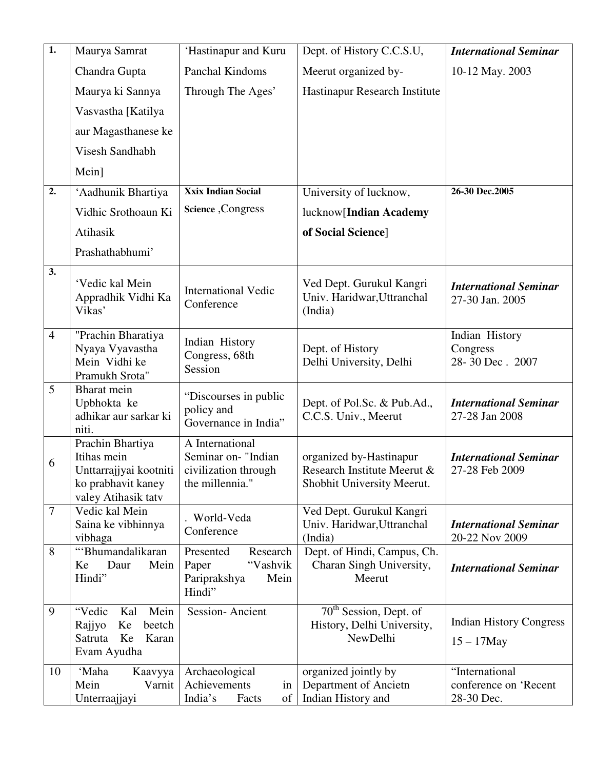| **1.** | Maurya Samrat Chandra Gupta Maurya ki Sannya Vasvastha [Katilya aur Magasthanese ke Visesh Sandhabh Mein] | 'Hastinapur and Kuru Panchal Kindoms Through The Ages' | Dept. of History C.C.S.U, Meerut organized by- Hastinapur Research Institute | ***International Seminar*** 10-12 May. 2003 |
|---|---|---|---|---|
| **2.** | 'Aadhunik Bhartiya Vidhic Srothoaun Ki Atihasik Prashathabhumi' | **Xxix Indian Social Science** ,Congress | University of lucknow, lucknow[**Indian Academy of Social Science**] | **26-30 Dec.2005** |
| **3.** | 'Vedic kal Mein Appradhik Vidhi Ka Vikas' | International Vedic Conference | Ved Dept. Gurukul Kangri Univ. Haridwar,Uttranchal (India) | ***International Seminar*** 27-30 Jan. 2005 |
| 4 | "Prachin Bharatiya Nyaya Vyavastha Mein Vidhi ke Pramukh Srota" | Indian History Congress, 68th Session | Dept. of History Delhi University, Delhi | Indian History Congress 28- 30 Dec . 2007 |
| 5 | Bharat mein Upbhokta ke adhikar aur sarkar ki niti. | "Discourses in public policy and Governance in India" | Dept. of Pol.Sc. & Pub.Ad., C.C.S. Univ., Meerut | ***International Seminar*** 27-28 Jan 2008 |
| 6 | Prachin Bhartiya Itihas mein Unttarrajjyai kootniti ko prabhavit kaney valey Atihasik tatv | A International Seminar on- "Indian civilization through the millennia." | organized by-Hastinapur Research Institute Meerut & Shobhit University Meerut. | ***International Seminar*** 27-28 Feb 2009 |
| 7 | Vedic kal Mein Saina ke vibhinnya vibhaga | . World-Veda Conference | Ved Dept. Gurukul Kangri Univ. Haridwar,Uttranchal (India) | ***International Seminar*** 20-22 Nov 2009 |
| 8 | "'Bhumandalikaran Ke Daur Mein Hindi" | Presented Research Paper "Vashvik Pariprakshya Mein Hindi" | Dept. of Hindi, Campus, Ch. Charan Singh University, Meerut | ***International Seminar*** |
| 9 | "Vedic Kal Mein Rajjyo Ke beetch Satruta Ke Karan Evam Ayudha | Session- Ancient | 70th Session, Dept. of History, Delhi University, NewDelhi | Indian History Congress 15 – 17May |
| 10 | 'Maha Kaavyya Mein Varnit Unterraajjayi | Archaeological Achievements in India's Facts of | organized jointly by Department of Ancietn Indian History and | "International conference on 'Recent 28-30 Dec. |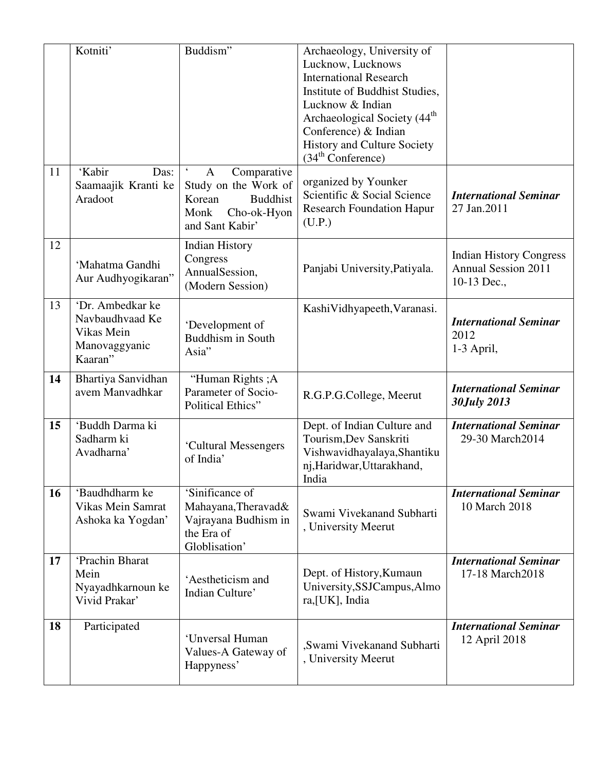| | | | | |
|---|---|---|---|---|
| | Kotniti' | Buddism" | Archaeology, University of Lucknow, Lucknows International Research Institute of Buddhist Studies, Lucknow & Indian Archaeological Society (44th Conference) & Indian History and Culture Society (34th Conference) | |
| 11 | 'Kabir Das: Saamaajik Kranti ke Aradoot | ' A Comparative Study on the Work of Korean Buddhist Monk Cho-ok-Hyon and Sant Kabir' | organized by Younker Scientific & Social Science Research Foundation Hapur (U.P.) | ***International Seminar*** 27 Jan.2011 |
| 12 | 'Mahatma Gandhi Aur Audhyogikaran" | Indian History Congress AnnualSession, (Modern Session) | Panjabi University,Patiyala. | Indian History Congress Annual Session 2011 10-13 Dec., |
| 13 | 'Dr. Ambedkar ke Navbaudhvaad Ke Vikas Mein Manovaggyanic Kaaran" | 'Development of Buddhism in South Asia" | KashiVidhyapeeth,Varanasi. | ***International Seminar*** 2012 1-3 April, |
| **14** | Bhartiya Sanvidhan avem Manvadhkar | "Human Rights ;A Parameter of Socio-Political Ethics" | R.G.P.G.College, Meerut | ***International Seminar 30July 2013*** |
| **15** | 'Buddh Darma ki Sadharm ki Avadharna' | 'Cultural Messengers of India' | Dept. of Indian Culture and Tourism,Dev Sanskriti Vishwavidhayalaya,Shantikunj,Haridwar,Uttarakhand, India | ***International Seminar*** 29-30 March2014 |
| **16** | 'Baudhdharm ke Vikas Mein Samrat Ashoka ka Yogdan' | 'Sinificance of Mahayana,Theravad& Vajrayana Budhism in the Era of Globlisation' | Swami Vivekanand Subharti , University Meerut | ***International Seminar*** 10 March 2018 |
| **17** | 'Prachin Bharat Mein Nyayadhkarnoun ke Vivid Prakar' | 'Aestheticism and Indian Culture' | Dept. of History,Kumaun University,SSJCampus,Almora,[UK], India | ***International Seminar*** 17-18 March2018 |
| **18** | Participated | 'Unversal Human Values-A Gateway of Happyness' | ,Swami Vivekanand Subharti , University Meerut | ***International Seminar*** 12 April 2018 |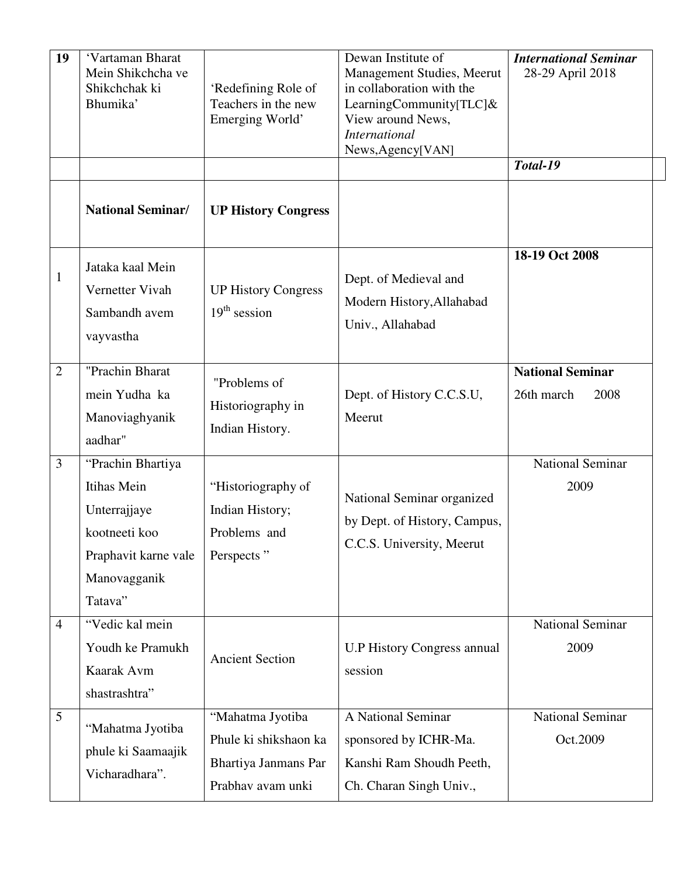| 19 | 'Vartaman Bharat Mein Shikchcha ve Shikchchak ki Bhumika' | 'Redefining Role of Teachers in the new Emerging World' | Dewan Institute of Management Studies, Meerut in collaboration with the LearningCommunity[TLC]& View around News, *International* News,Agency[VAN] | ***International Seminar*** 28-29 April 2018 |
|---|---|---|---|---|
| | | | | ***Total-19*** |
| | **National Seminar/** | **UP History Congress** | | |
| 1 | Jataka kaal Mein Vernetter Vivah Sambandh avem vayvastha | UP History Congress 19th session | Dept. of Medieval and Modern History,Allahabad Univ., Allahabad | **18-19 Oct 2008** |
| 2 | "Prachin Bharat mein Yudha ka Manoviaghyanik aadhar" | "Problems of Historiography in Indian History. | Dept. of History C.C.S.U, Meerut | **National Seminar** 26th march 2008 |
| 3 | "Prachin Bhartiya Itihas Mein Unterrajjaye kootneeti koo Praphavit karne vale Manovagganik Tatava" | "Historiography of Indian History; Problems and Perspects " | National Seminar organized by Dept. of History, Campus, C.C.S. University, Meerut | National Seminar 2009 |
| 4 | "Vedic kal mein Youdh ke Pramukh Kaarak Avm shastrashtra" | Ancient Section | U.P History Congress annual session | National Seminar 2009 |
| 5 | "Mahatma Jyotiba phule ki Saamaajik Vicharadhara". | "Mahatma Jyotiba Phule ki shikshaon ka Bhartiya Janmans Par Prabhav avam unki | A National Seminar sponsored by ICHR-Ma. Kanshi Ram Shoudh Peeth, Ch. Charan Singh Univ., | National Seminar Oct.2009 |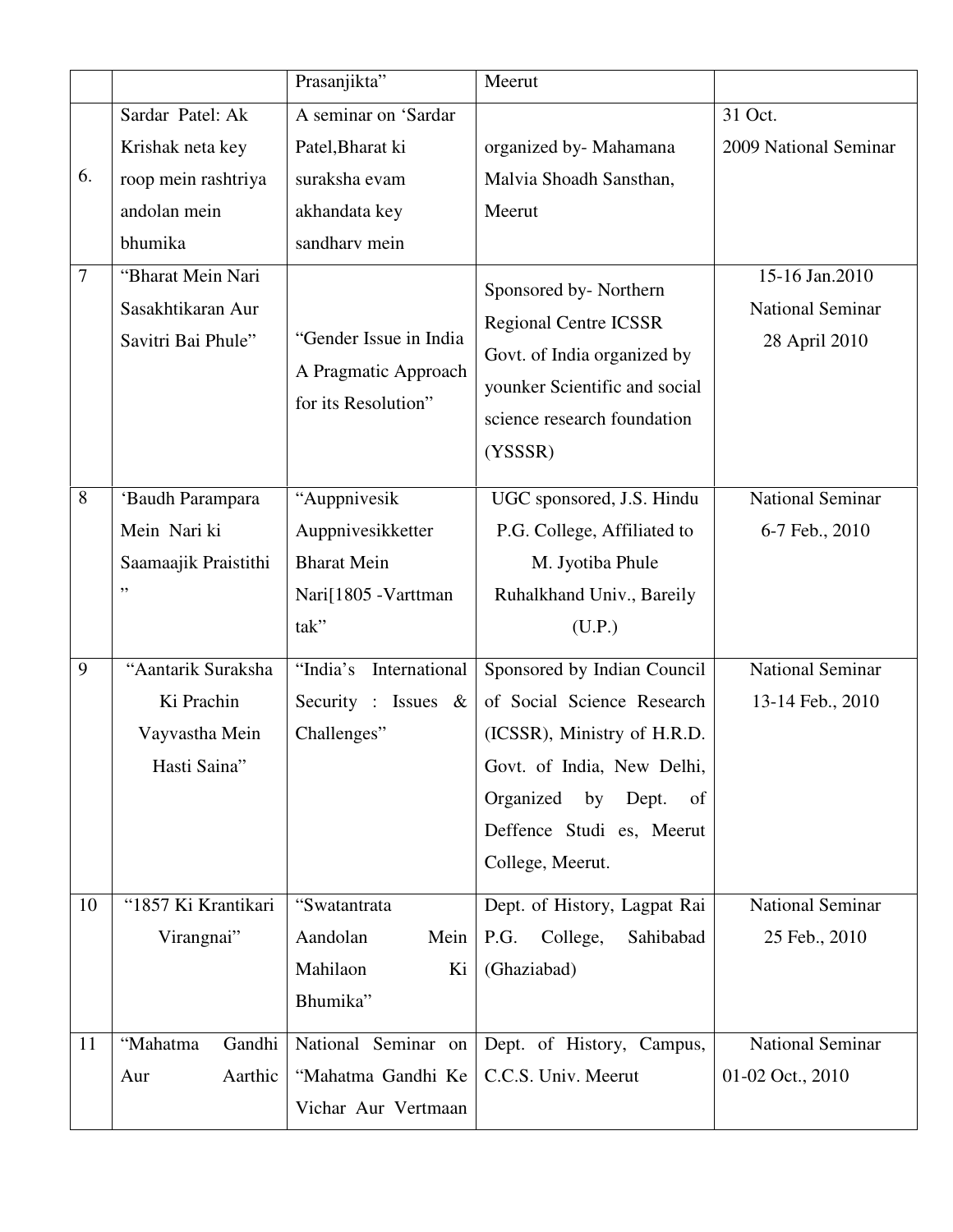| | | Prasanjikta" | Meerut | |
|---|---|---|---|---|
| 6. | Sardar Patel: Ak Krishak neta key roop mein rashtriya andolan mein bhumika | A seminar on 'Sardar Patel,Bharat ki suraksha evam akhandata key sandharv mein | organized by- Mahamana Malvia Shoadh Sansthan, Meerut | 31 Oct. 2009 National Seminar |
| 7 | "Bharat Mein Nari Sasakhtikaran Aur Savitri Bai Phule" | "Gender Issue in India A Pragmatic Approach for its Resolution" | Sponsored by- Northern Regional Centre ICSSR Govt. of India organized by younker Scientific and social science research foundation (YSSSR) | 15-16 Jan.2010 National Seminar 28 April 2010 |
| 8 | 'Baudh Parampara Mein Nari ki Saamaajik Praistithi " | "Auppnivesik Auppnivesikketter Bharat Mein Nari[1805 -Varttman tak" | UGC sponsored, J.S. Hindu P.G. College, Affiliated to M. Jyotiba Phule Ruhalkhand Univ., Bareily (U.P.) | National Seminar 6-7 Feb., 2010 |
| 9 | "Aantarik Suraksha Ki Prachin Vayvastha Mein Hasti Saina" | "India's International Security : Issues & Challenges" | Sponsored by Indian Council of Social Science Research (ICSSR), Ministry of H.R.D. Govt. of India, New Delhi, Organized by Dept. of Deffence Studi es, Meerut College, Meerut. | National Seminar 13-14 Feb., 2010 |
| 10 | "1857 Ki Krantikari Virangnai" | "Swatantrata Aandolan Mein Mahilaon Ki Bhumika" | Dept. of History, Lagpat Rai P.G. College, Sahibabad (Ghaziabad) | National Seminar 25 Feb., 2010 |
| 11 | "Mahatma Gandhi Aur Aarthic | National Seminar on "Mahatma Gandhi Ke Vichar Aur Vertmaan | Dept. of History, Campus, C.C.S. Univ. Meerut | National Seminar 01-02 Oct., 2010 |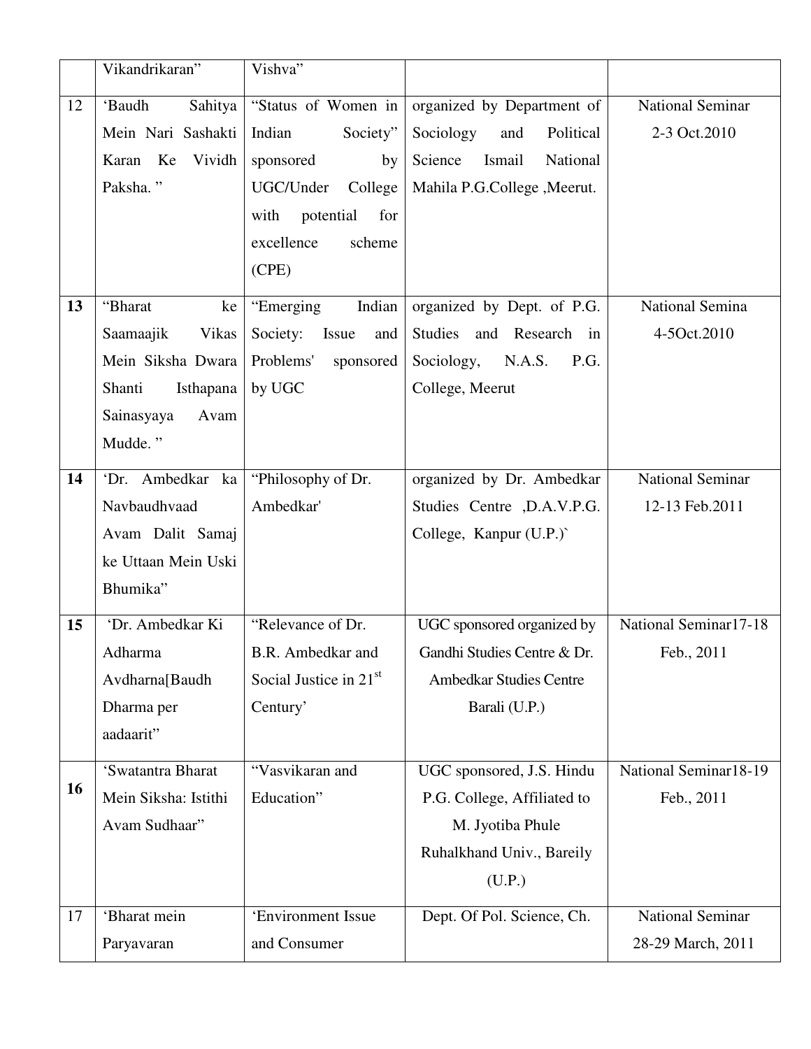| | | | | |
|---|---|---|---|---|
| | Vikandrikaran" | Vishva" | | |
| 12 | 'Baudh Sahitya Mein Nari Sashakti Karan Ke Vividh Paksha. " | "Status of Women in Indian Society" sponsored by UGC/Under College with potential for excellence scheme (CPE) | organized by Department of Sociology and Political Science Ismail National Mahila P.G.College ,Meerut. | National Seminar 2-3 Oct.2010 |
| **13** | "Bharat ke Saamaajik Vikas Mein Siksha Dwara Shanti Isthapana Sainasyaya Avam Mudde. " | "Emerging Indian Society: Issue and Problems' sponsored by UGC | organized by Dept. of P.G. Studies and Research in Sociology, N.A.S. P.G. College, Meerut | National Semina 4-5Oct.2010 |
| **14** | 'Dr. Ambedkar ka Navbaudhvaad Avam Dalit Samaj ke Uttaan Mein Uski Bhumika" | "Philosophy of Dr. Ambedkar' | organized by Dr. Ambedkar Studies Centre ,D.A.V.P.G. College, Kanpur (U.P.)` | National Seminar 12-13 Feb.2011 |
| **15** | 'Dr. Ambedkar Ki Adharma Avdharna[Baudh Dharma per aadaarit" | "Relevance of Dr. B.R. Ambedkar and Social Justice in 21st Century' | UGC sponsored organized by Gandhi Studies Centre & Dr. Ambedkar Studies Centre Barali (U.P.) | National Seminar17-18 Feb., 2011 |
| **16** | 'Swatantra Bharat Mein Siksha: Istithi Avam Sudhaar" | "Vasvikaran and Education" | UGC sponsored, J.S. Hindu P.G. College, Affiliated to M. Jyotiba Phule Ruhalkhand Univ., Bareily (U.P.) | National Seminar18-19 Feb., 2011 |
| 17 | 'Bharat mein Paryavaran | 'Environment Issue and Consumer | Dept. Of Pol. Science, Ch. | National Seminar 28-29 March, 2011 |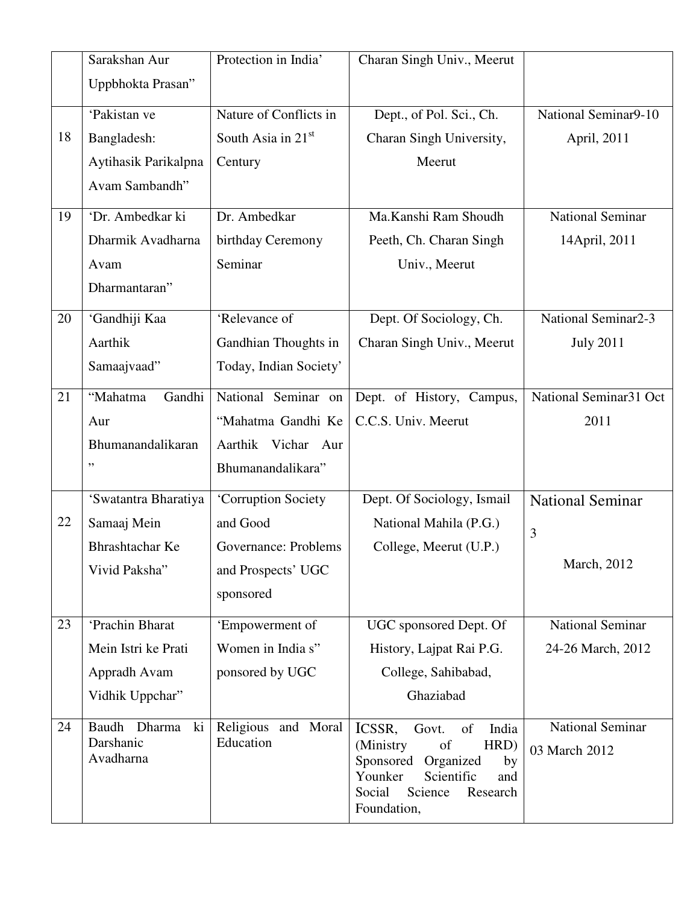| | | | | |
|---|---|---|---|---|
| | Sarakshan Aur Uppbhokta Prasan" | Protection in India' | Charan Singh Univ., Meerut | |
| 18 | 'Pakistan ve Bangladesh: Aytihasik Parikalpna Avam Sambandh" | Nature of Conflicts in South Asia in 21st Century | Dept., of Pol. Sci., Ch. Charan Singh University, Meerut | National Seminar9-10 April, 2011 |
| 19 | 'Dr. Ambedkar ki Dharmik Avadharna Avam Dharmantaran" | Dr. Ambedkar birthday Ceremony Seminar | Ma.Kanshi Ram Shoudh Peeth, Ch. Charan Singh Univ., Meerut | National Seminar 14April, 2011 |
| 20 | 'Gandhiji Kaa Aarthik Samaajvaad" | 'Relevance of Gandhian Thoughts in Today, Indian Society' | Dept. Of Sociology, Ch. Charan Singh Univ., Meerut | National Seminar2-3 July 2011 |
| 21 | "Mahatma Gandhi Aur Bhumanandalikaran" | National Seminar on "Mahatma Gandhi Ke Aarthik Vichar Aur Bhumanandalikara" | Dept. of History, Campus, C.C.S. Univ. Meerut | National Seminar31 Oct 2011 |
| 22 | 'Swatantra Bharatiya Samaaj Mein Bhrashtachar Ke Vivid Paksha" | 'Corruption Society and Good Governance: Problems and Prospects' UGC sponsored | Dept. Of Sociology, Ismail National Mahila (P.G.) College, Meerut (U.P.) | National Seminar 3 March, 2012 |
| 23 | 'Prachin Bharat Mein Istri ke Prati Appradh Avam Vidhik Uppchar" | 'Empowerment of Women in India s" ponsored by UGC | UGC sponsored Dept. Of History, Lajpat Rai P.G. College, Sahibabad, Ghaziabad | National Seminar 24-26 March, 2012 |
| 24 | Baudh Dharma ki Darshanic Avadharna | Religious and Moral Education | ICSSR, Govt. of India (Ministry of HRD) Sponsored Organized by Younker Scientific and Social Science Research Foundation, | National Seminar 03 March 2012 |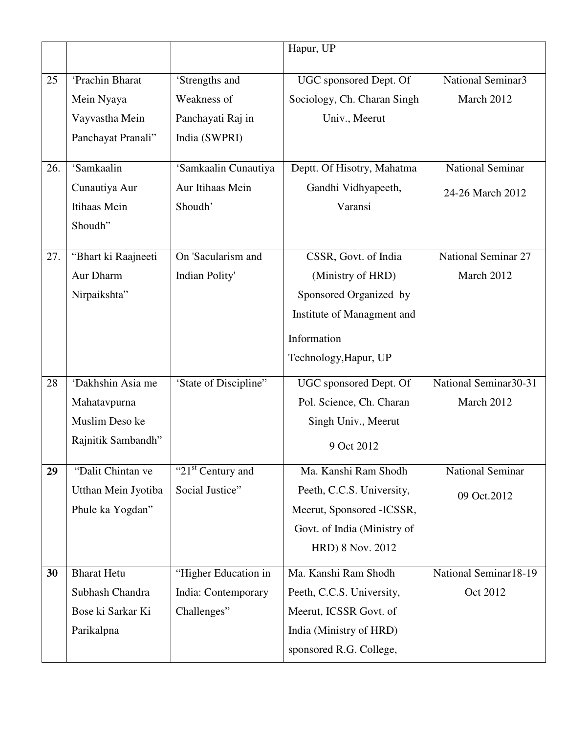|  |  |  | Hapur, UP |  |
|---|---|---|---|---|
| 25 | 'Prachin Bharat Mein Nyaya Vayvastha Mein Panchayat Pranali" | 'Strengths and Weakness of Panchayati Raj in India (SWPRI) | UGC sponsored Dept. Of Sociology, Ch. Charan Singh Univ., Meerut | National Seminar3 March 2012 |
| 26. | 'Samkaalin Cunautiya Aur Itihaas Mein Shoudh" | 'Samkaalin Cunautiya Aur Itihaas Mein Shoudh' | Deptt. Of Hisotry, Mahatma Gandhi Vidhyapeeth, Varansi | National Seminar 24-26 March 2012 |
| 27. | "Bhart ki Raajneeti Aur Dharm Nirpaikshta" | On 'Sacularism and Indian Polity' | CSSR, Govt. of India (Ministry of HRD) Sponsored Organized by Institute of Managment and Information Technology,Hapur, UP | National Seminar 27 March 2012 |
| 28 | 'Dakhshin Asia me Mahatavpurna Muslim Deso ke Rajnitik Sambandh" | 'State of Discipline" | UGC sponsored Dept. Of Pol. Science, Ch. Charan Singh Univ., Meerut 9 Oct 2012 | National Seminar30-31 March 2012 |
| **29** | "Dalit Chintan ve Utthan Mein Jyotiba Phule ka Yogdan" | "21st Century and Social Justice" | Ma. Kanshi Ram Shodh Peeth, C.C.S. University, Meerut, Sponsored -ICSSR, Govt. of India (Ministry of HRD) 8 Nov. 2012 | National Seminar 09 Oct.2012 |
| **30** | Bharat Hetu Subhash Chandra Bose ki Sarkar Ki Parikalpna | "Higher Education in India: Contemporary Challenges" | Ma. Kanshi Ram Shodh Peeth, C.C.S. University, Meerut, ICSSR Govt. of India (Ministry of HRD) sponsored R.G. College, | National Seminar18-19 Oct 2012 |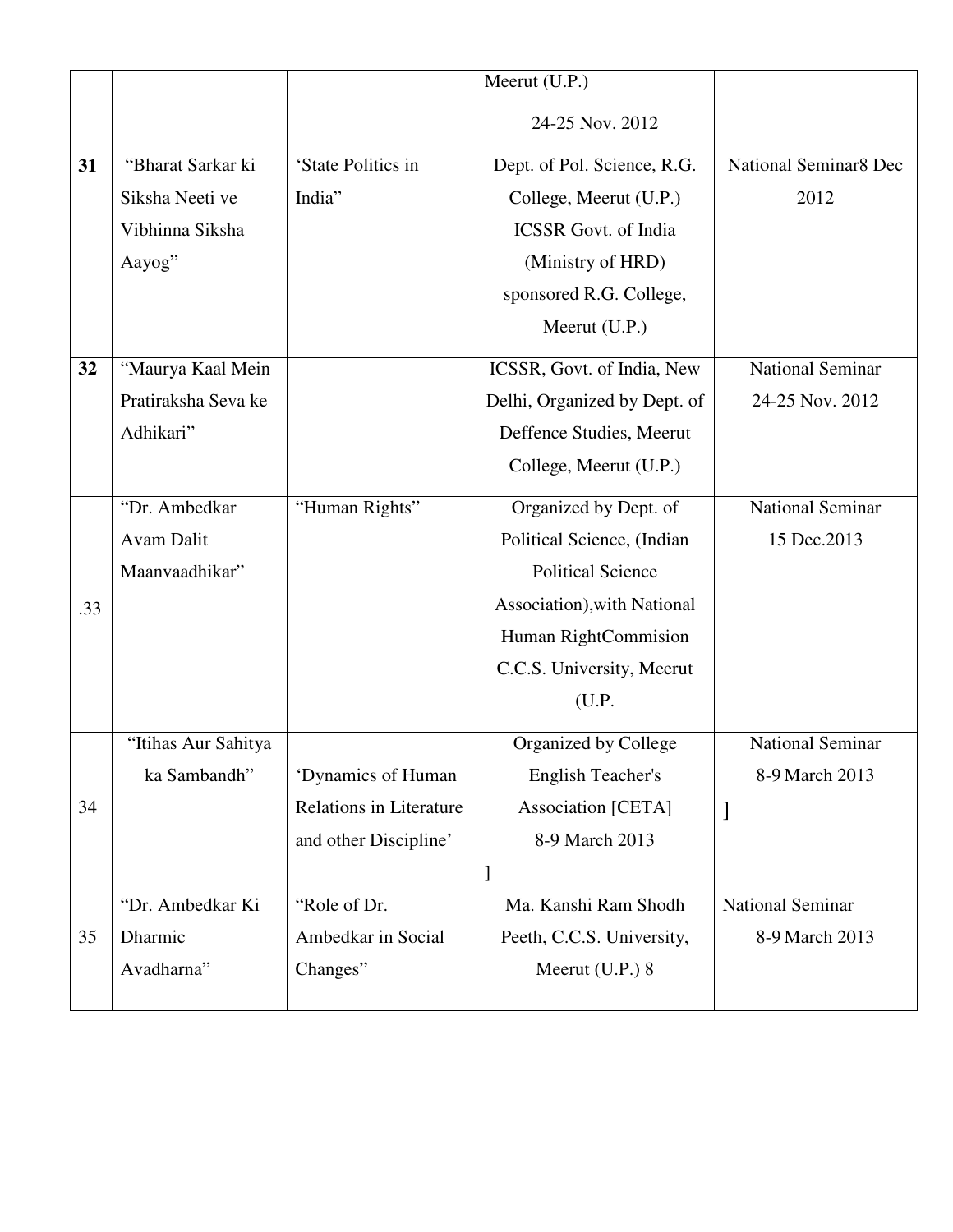| | | | Meerut (U.P.) 24-25 Nov. 2012 | |
|---|---|---|---|---|
| **31** | "Bharat Sarkar ki Siksha Neeti ve Vibhinna Siksha Aayog" | 'State Politics in India" | Dept. of Pol. Science, R.G. College, Meerut (U.P.) ICSSR Govt. of India (Ministry of HRD) sponsored R.G. College, Meerut (U.P.) | National Seminar8 Dec 2012 |
| **32** | "Maurya Kaal Mein Pratiraksha Seva ke Adhikari" | | ICSSR, Govt. of India, New Delhi, Organized by Dept. of Deffence Studies, Meerut College, Meerut (U.P.) | National Seminar 24-25 Nov. 2012 |
| .33 | "Dr. Ambedkar Avam Dalit Maanvaadhikar" | "Human Rights" | Organized by Dept. of Political Science, (Indian Political Science Association),with National Human RightCommision C.C.S. University, Meerut (U.P. | National Seminar 15 Dec.2013 |
| 34 | "Itihas Aur Sahitya ka Sambandh" | 'Dynamics of Human Relations in Literature and other Discipline' | Organized by College English Teacher's Association [CETA] 8-9 March 2013 ] | National Seminar 8-9 March 2013 ] |
| 35 | "Dr. Ambedkar Ki Dharmic Avadharna" | "Role of Dr. Ambedkar in Social Changes" | Ma. Kanshi Ram Shodh Peeth, C.C.S. University, Meerut (U.P.) 8 | National Seminar 8-9 March 2013 |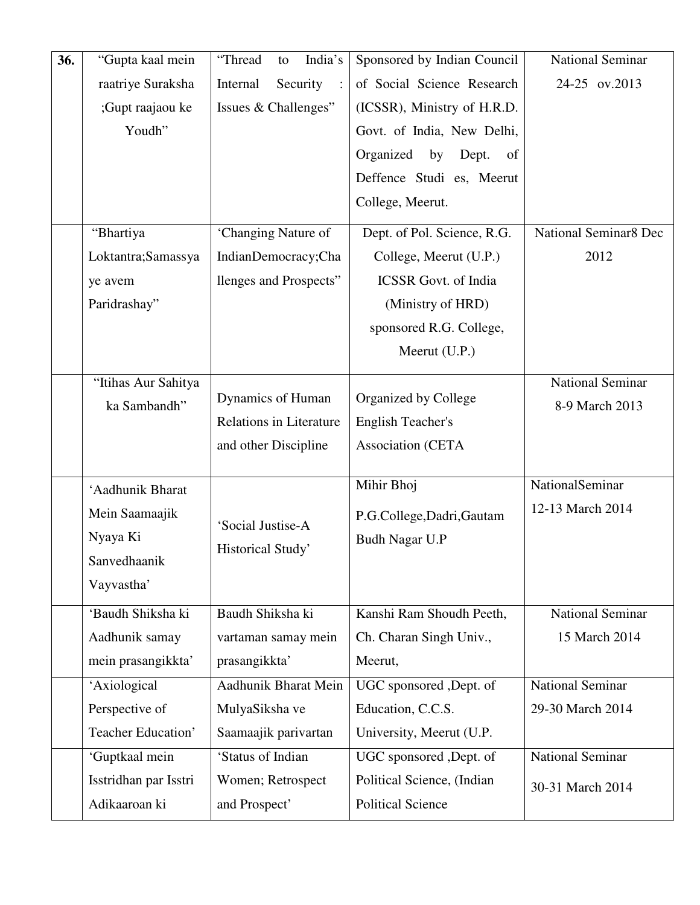| **36.** | "Gupta kaal mein raatriye Suraksha ;Gupt raajaou ke Youdh" | "Thread to India's Internal Security : Issues & Challenges" | Sponsored by Indian Council of Social Science Research (ICSSR), Ministry of H.R.D. Govt. of India, New Delhi, Organized by Dept. of Deffence Studi es, Meerut College, Meerut. | National Seminar 24-25 ov.2013 |
|---|---|---|---|---|
| | "Bhartiya Loktantra;Samassya ye avem Paridrashay" | 'Changing Nature of IndianDemocracy;Challenges and Prospects" | Dept. of Pol. Science, R.G. College, Meerut (U.P.) ICSSR Govt. of India (Ministry of HRD) sponsored R.G. College, Meerut (U.P.) | National Seminar8 Dec 2012 |
| | "Itihas Aur Sahitya ka Sambandh" | Dynamics of Human Relations in Literature and other Discipline | Organized by College English Teacher's Association (CETA | National Seminar 8-9 March 2013 |
| | 'Aadhunik Bharat Mein Saamaajik Nyaya Ki Sanvedhaanik Vayvastha' | 'Social Justise-A Historical Study' | Mihir Bhoj P.G.College,Dadri,Gautam Budh Nagar U.P | NationalSeminar 12-13 March 2014 |
| | 'Baudh Shiksha ki Aadhunik samay mein prasangikkta' | Baudh Shiksha ki vartaman samay mein prasangikkta' | Kanshi Ram Shoudh Peeth, Ch. Charan Singh Univ., Meerut, | National Seminar 15 March 2014 |
| | 'Axiological Perspective of Teacher Education' | Aadhunik Bharat Mein MulyaSiksha ve Saamaajik parivartan | UGC sponsored ,Dept. of Education, C.C.S. University, Meerut (U.P. | National Seminar 29-30 March 2014 |
| | 'Guptkaal mein Isstridhan par Isstri Adikaaroan ki | 'Status of Indian Women; Retrospect and Prospect' | UGC sponsored ,Dept. of Political Science, (Indian Political Science | National Seminar 30-31 March 2014 |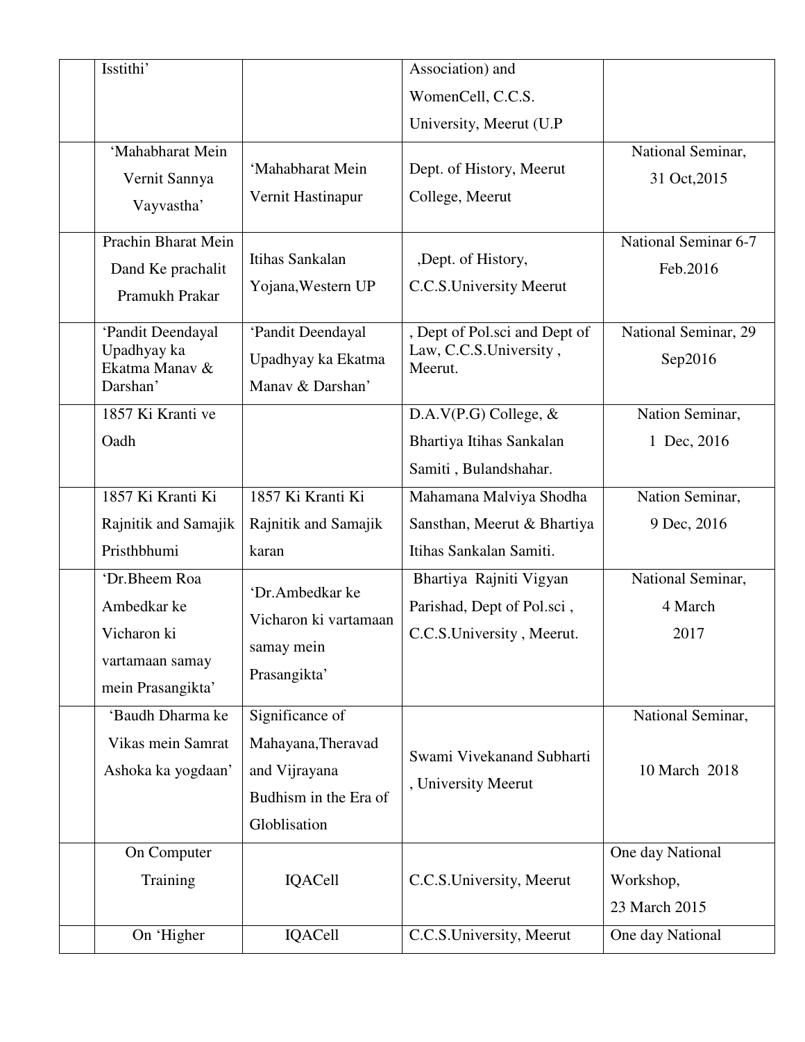| | | | | |
|---|---|---|---|---|
| | Issthithi' | | Association) and WomenCell, C.C.S. University, Meerut (U.P | |
| | 'Mahabharat Mein Vernit Sannya Vayvastha' | 'Mahabharat Mein Vernit Hastinapur | Dept. of History, Meerut College, Meerut | National Seminar, 31 Oct,2015 |
| | Prachin Bharat Mein Dand Ke prachalit Pramukh Prakar | Itihas Sankalan Yojana,Western UP | ,Dept. of History, C.C.S.University Meerut | National Seminar 6-7 Feb.2016 |
| | 'Pandit Deendayal Upadhyay ka Ekatma Manav & Darshan' | 'Pandit Deendayal Upadhyay ka Ekatma Manav & Darshan' | , Dept of Pol.sci and Dept of Law, C.C.S.University , Meerut. | National Seminar, 29 Sep2016 |
| | 1857 Ki Kranti ve Oadh | | D.A.V(P.G) College, & Bhartiya Itihas Sankalan Samiti , Bulandshahar. | Nation Seminar, 1 Dec, 2016 |
| | 1857 Ki Kranti Ki Rajnitik and Samajik Pristhbhumi | 1857 Ki Kranti Ki Rajnitik and Samajik karan | Mahamana Malviya Shodha Sansthan, Meerut & Bhartiya Itihas Sankalan Samiti. | Nation Seminar, 9 Dec, 2016 |
| | 'Dr.Bheem Roa Ambedkar ke Vicharon ki vartamaan samay mein Prasangikta' | 'Dr.Ambedkar ke Vicharon ki vartamaan samay mein Prasangikta' | Bhartiya Rajniti Vigyan Parishad, Dept of Pol.sci , C.C.S.University , Meerut. | National Seminar, 4 March 2017 |
| | 'Baudh Dharma ke Vikas mein Samrat Ashoka ka yogdaan' | Significance of Mahayana,Theravad and Vijrayana Budhism in the Era of Globlisation | Swami Vivekanand Subharti , University Meerut | National Seminar, 10 March 2018 |
| | On Computer Training | IQACell | C.C.S.University, Meerut | One day National Workshop, 23 March 2015 |
| | On 'Higher | IQACell | C.C.S.University, Meerut | One day National |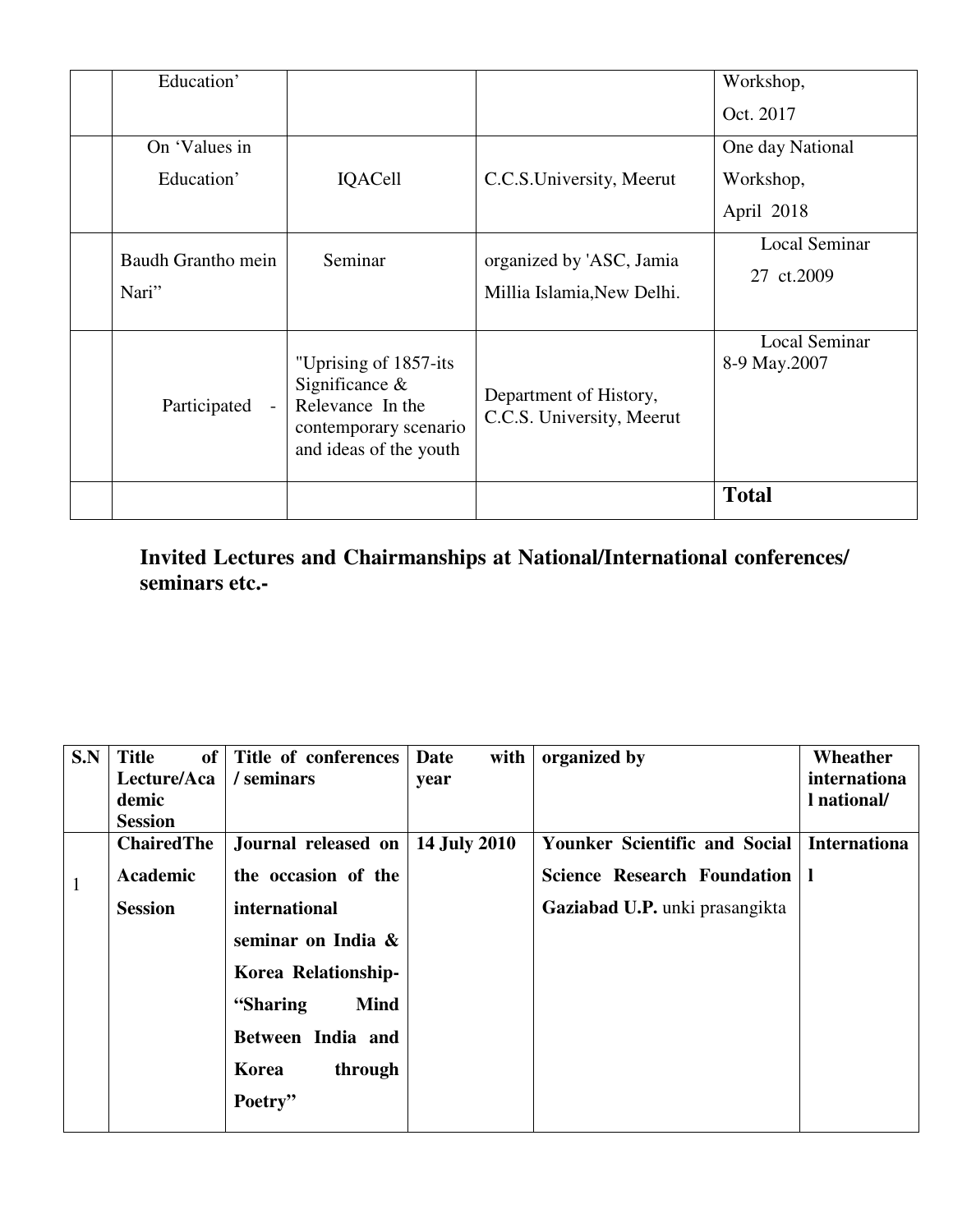| | | | | |
|---|---|---|---|---|
| | Education' | | | Workshop, Oct. 2017 |
| | On 'Values in Education' | IQACell | C.C.S.University, Meerut | One day National Workshop, April 2018 |
| | Baudh Grantho mein Nari" | Seminar | organized by 'ASC, Jamia Millia Islamia,New Delhi. | Local Seminar 27 ct.2009 |
| | Participated - | "Uprising of 1857-its Significance & Relevance In the contemporary scenario and ideas of the youth | Department of History, C.C.S. University, Meerut | Local Seminar 8-9 May.2007 |
| | | | | **Total** |

**Invited Lectures and Chairmanships at National/International conferences/ seminars etc.-**

| S.N | Title of Lecture/Academic Session | Title of conferences / seminars | Date with year | organized by | Wheather international national/ |
|---|---|---|---|---|---|
| 1 | **ChairedThe Academic Session** | **Journal released on the occasion of the international seminar on India & Korea Relationship- "Sharing Mind Between India and Korea through Poetry"** | **14 July 2010** | **Younker Scientific and Social Science Research Foundation Gaziabad U.P.** unki prasangikta | **International** |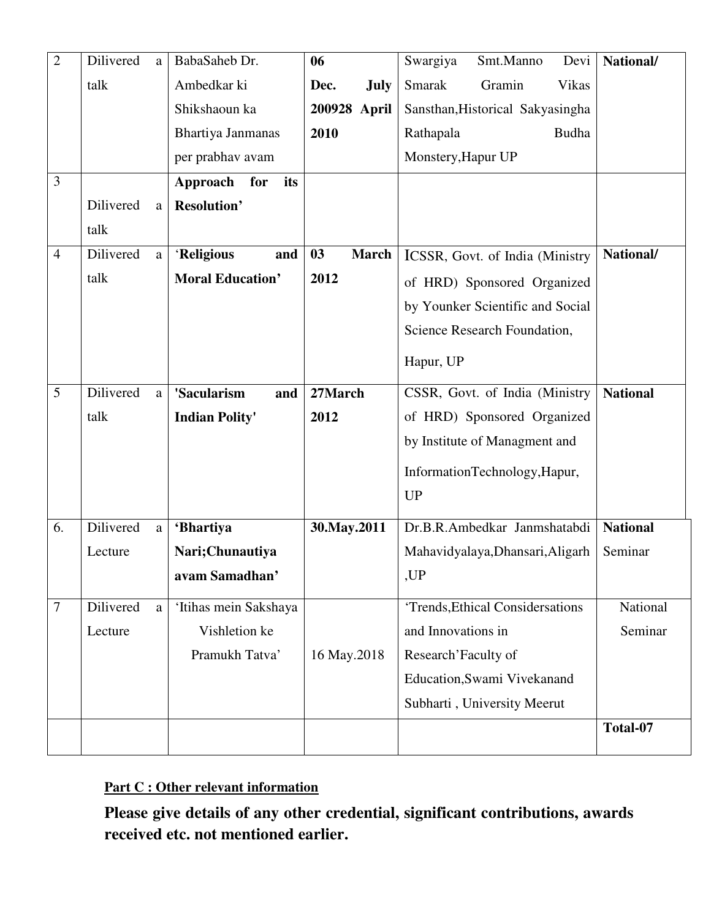| 2 | Dilivered a talk | BabaSaheb Dr. Ambedkar ki Shikshaoun ka Bhartiya Janmanas per prabhav avam | **06 Dec. July 200928 April 2010** | Swargiya Smt.Manno Devi Smarak Gramin Vikas Sansthan,Historical Sakyasingha Rathapala Budha Monstery,Hapur UP | **National/** |
|---|---|---|---|---|---|
| 3 | Dilivered a talk | **Approach for its Resolution'** | | | |
| 4 | Dilivered a talk | '**Religious and Moral Education'** | **03 March 2012** | ICSSR, Govt. of India (Ministry of HRD) Sponsored Organized by Younker Scientific and Social Science Research Foundation, Hapur, UP | **National/** |
| 5 | Dilivered a talk | **'Sacularism and Indian Polity'** | **27March 2012** | CSSR, Govt. of India (Ministry of HRD) Sponsored Organized by Institute of Managment and InformationTechnology,Hapur, UP | **National** |
| 6. | Dilivered a Lecture | **'Bhartiya Nari;Chunautiya avam Samadhan'** | **30.May.2011** | Dr.B.R.Ambedkar Janmshatabdi Mahavidyalaya,Dhansari,Aligarh ,UP | **National** Seminar |
| 7 | Dilivered a Lecture | 'Itihas mein Sakshaya Vishletion ke Pramukh Tatva' | 16 May.2018 | 'Trends,Ethical Considersations and Innovations in Research'Faculty of Education,Swami Vivekanand Subharti , University Meerut | National Seminar |
| | | | | | **Total-07** |

**Part C : Other relevant information**

**Please give details of any other credential, significant contributions, awards received etc. not mentioned earlier.**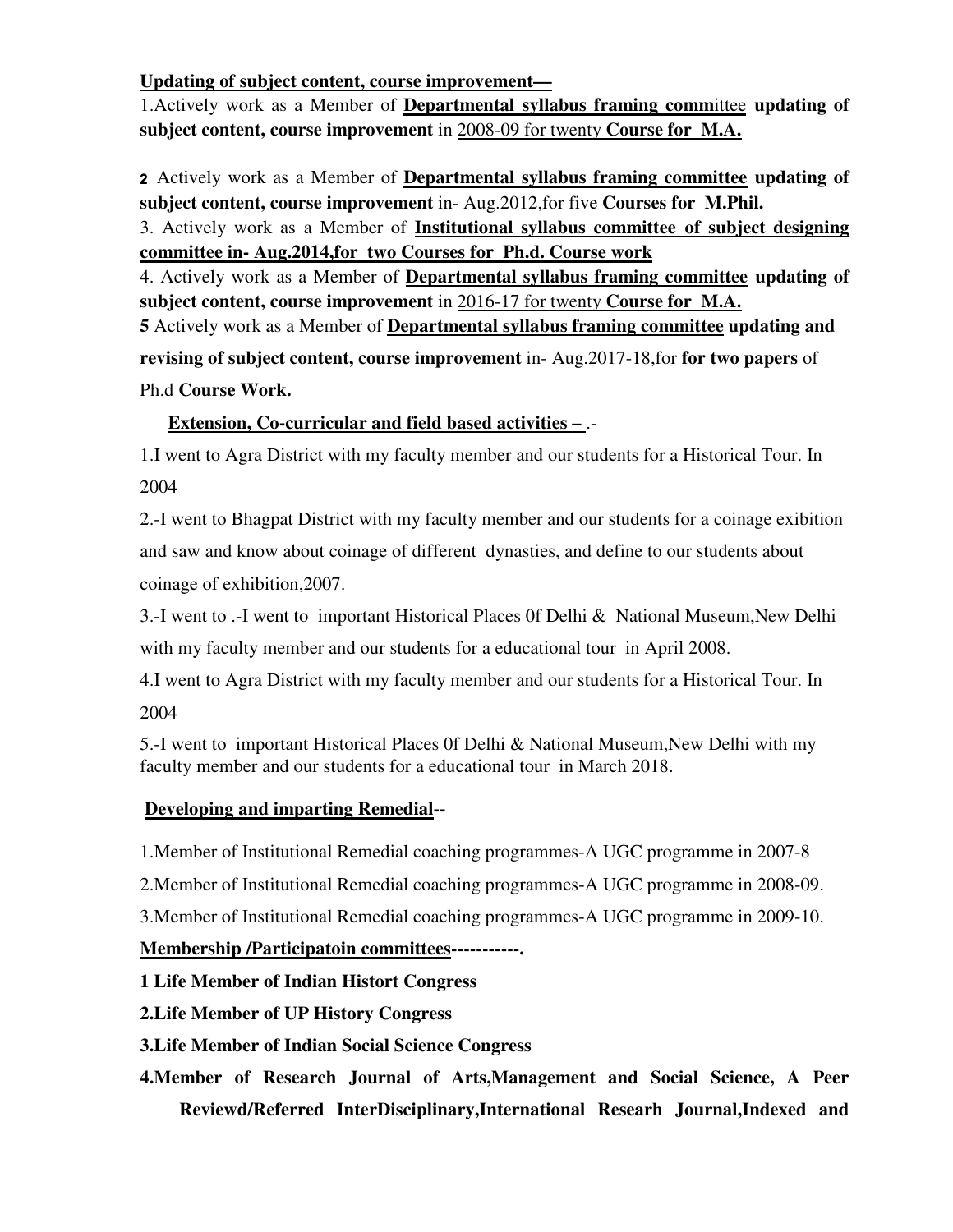**Updating of subject content, course improvement—**

1.Actively work as a Member of **Departmental syllabus framing comm**ittee **updating of subject content, course improvement** in 2008-09 for twenty **Course for M.A.**

**2** Actively work as a Member of **Departmental syllabus framing committee updating of subject content, course improvement** in- Aug.2012,for five **Courses for M.Phil.**

3. Actively work as a Member of **Institutional syllabus committee of subject designing committee in- Aug.2014,for two Courses for Ph.d. Course work**

4. Actively work as a Member of **Departmental syllabus framing committee updating of subject content, course improvement** in 2016-17 for twenty **Course for M.A.**

**5** Actively work as a Member of **Departmental syllabus framing committee updating and revising of subject content, course improvement** in- Aug.2017-18,for **for two papers** of Ph.d **Course Work.**

**Extension, Co-curricular and field based activities –** .-

1.I went to Agra District with my faculty member and our students for a Historical Tour. In 2004

2.-I went to Bhagpat District with my faculty member and our students for a coinage exibition and saw and know about coinage of different dynasties, and define to our students about coinage of exhibition,2007.

3.-I went to .-I went to important Historical Places 0f Delhi & National Museum,New Delhi with my faculty member and our students for a educational tour in April 2008.

4.I went to Agra District with my faculty member and our students for a Historical Tour. In 2004

5.-I went to important Historical Places 0f Delhi & National Museum,New Delhi with my faculty member and our students for a educational tour in March 2018.

**Developing and imparting Remedial--**

1.Member of Institutional Remedial coaching programmes-A UGC programme in 2007-8

2.Member of Institutional Remedial coaching programmes-A UGC programme in 2008-09.

3.Member of Institutional Remedial coaching programmes-A UGC programme in 2009-10.

**Membership /Participatoin committees-----------.**

**1 Life Member of Indian Histort Congress**

**2.Life Member of UP History Congress**

**3.Life Member of Indian Social Science Congress**

**4.Member of Research Journal of Arts,Management and Social Science, A Peer Reviewd/Referred InterDisciplinary,International Researh Journal,Indexed and**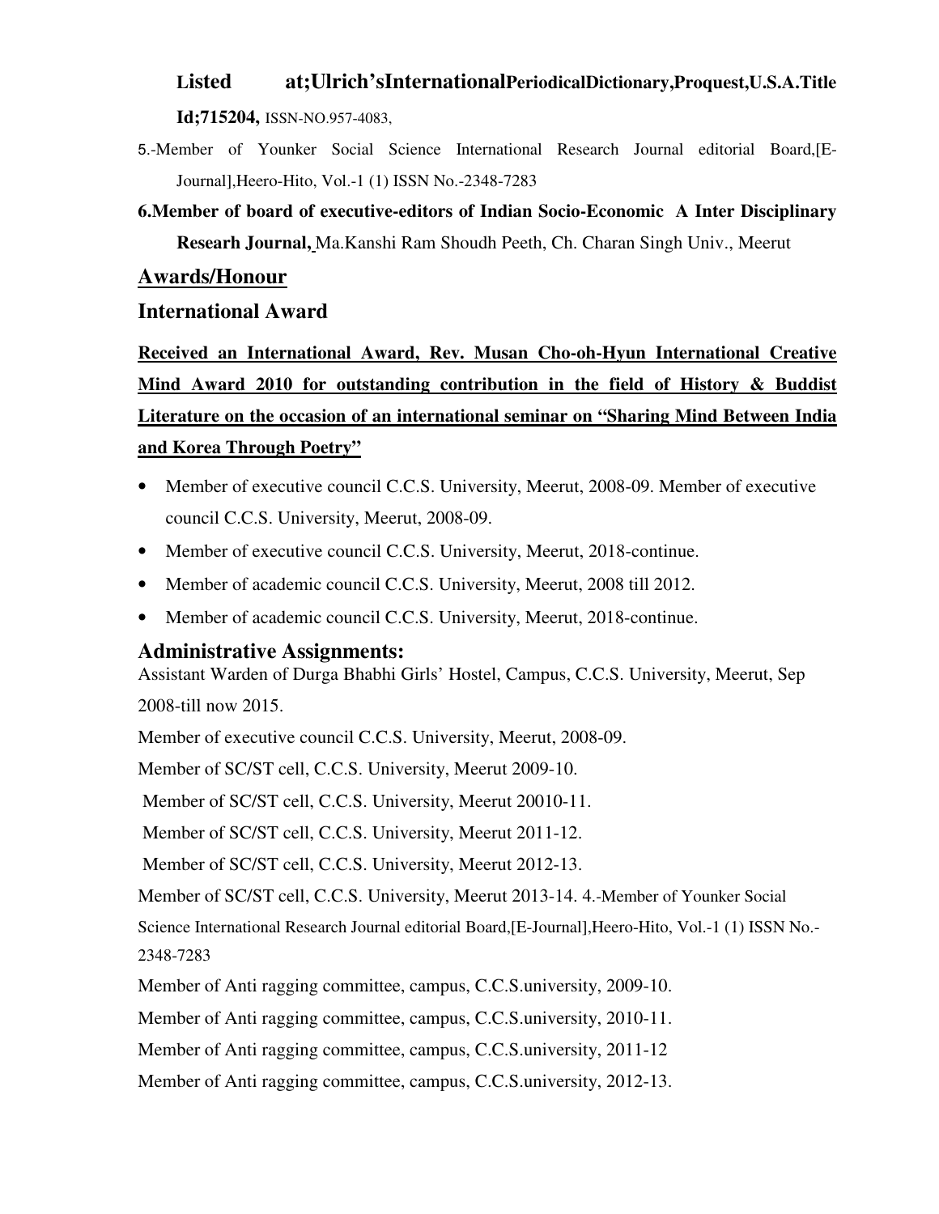**Listed at;Ulrich'sInternationalPeriodicalDictionary,Proquest,U.S.A.Title Id;715204,** ISSN-NO.957-4083,

5.-Member of Younker Social Science International Research Journal editorial Board,[E-Journal],Heero-Hito, Vol.-1 (1) ISSN No.-2348-7283

**6.Member of board of executive-editors of Indian Socio-Economic A Inter Disciplinary Researh Journal,** Ma.Kanshi Ram Shoudh Peeth, Ch. Charan Singh Univ., Meerut

## Awards/Honour

## International Award

**Received an International Award, Rev. Musan Cho-oh-Hyun International Creative Mind Award 2010 for outstanding contribution in the field of History & Buddist Literature on the occasion of an international seminar on "Sharing Mind Between India and Korea Through Poetry"**

- Member of executive council C.C.S. University, Meerut, 2008-09. Member of executive council C.C.S. University, Meerut, 2008-09.
- Member of executive council C.C.S. University, Meerut, 2018-continue.
- Member of academic council C.C.S. University, Meerut, 2008 till 2012.
- Member of academic council C.C.S. University, Meerut, 2018-continue.

## Administrative Assignments:

Assistant Warden of Durga Bhabhi Girls' Hostel, Campus, C.C.S. University, Meerut, Sep 2008-till now 2015.

Member of executive council C.C.S. University, Meerut, 2008-09.

Member of SC/ST cell, C.C.S. University, Meerut 2009-10.

Member of SC/ST cell, C.C.S. University, Meerut 20010-11.

Member of SC/ST cell, C.C.S. University, Meerut 2011-12.

Member of SC/ST cell, C.C.S. University, Meerut 2012-13.

Member of SC/ST cell, C.C.S. University, Meerut 2013-14. 4.-Member of Younker Social Science International Research Journal editorial Board,[E-Journal],Heero-Hito, Vol.-1 (1) ISSN No.-2348-7283

Member of Anti ragging committee, campus, C.C.S.university, 2009-10.

Member of Anti ragging committee, campus, C.C.S.university, 2010-11.

Member of Anti ragging committee, campus, C.C.S.university, 2011-12

Member of Anti ragging committee, campus, C.C.S.university, 2012-13.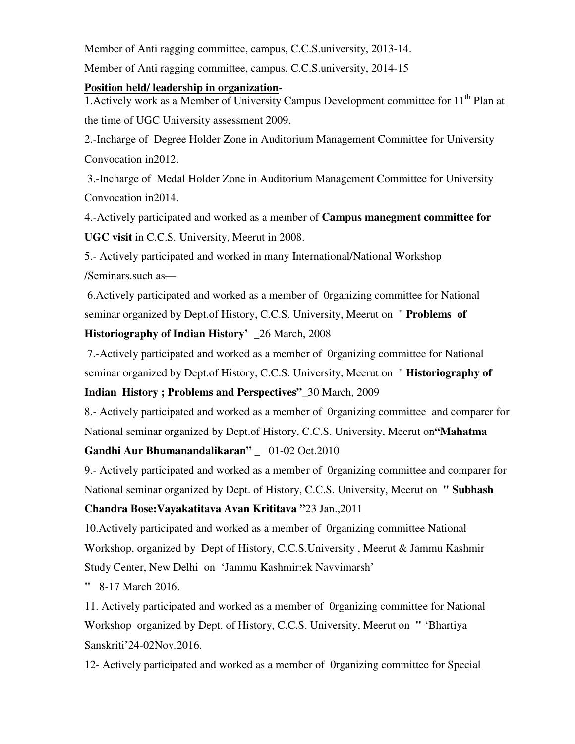Member of Anti ragging committee, campus, C.C.S.university, 2013-14.

Member of Anti ragging committee, campus, C.C.S.university, 2014-15

**Position held/ leadership in organization-**

1.Actively work as a Member of University Campus Development committee for 11th Plan at the time of UGC University assessment 2009.

2.-Incharge of Degree Holder Zone in Auditorium Management Committee for University Convocation in2012.

3.-Incharge of Medal Holder Zone in Auditorium Management Committee for University Convocation in2014.

4.-Actively participated and worked as a member of **Campus manegment committee for UGC visit** in C.C.S. University, Meerut in 2008.

5.- Actively participated and worked in many International/National Workshop /Seminars.such as—

6.Actively participated and worked as a member of 0rganizing committee for National seminar organized by Dept.of History, C.C.S. University, Meerut on " **Problems of Historiography of Indian History'** _26 March, 2008

7.-Actively participated and worked as a member of 0rganizing committee for National seminar organized by Dept.of History, C.C.S. University, Meerut on " **Historiography of Indian History ; Problems and Perspectives"**_30 March, 2009

8.- Actively participated and worked as a member of 0rganizing committee and comparer for National seminar organized by Dept.of History, C.C.S. University, Meerut on**"Mahatma Gandhi Aur Bhumanandalikaran"** _ 01-02 Oct.2010

9.- Actively participated and worked as a member of 0rganizing committee and comparer for National seminar organized by Dept. of History, C.C.S. University, Meerut on **" Subhash Chandra Bose:Vayakatitava Avan Krititava "**23 Jan.,2011

10.Actively participated and worked as a member of 0rganizing committee National Workshop, organized by Dept of History, C.C.S.University , Meerut & Jammu Kashmir Study Center, New Delhi on 'Jammu Kashmir:ek Navvimarsh'

" 8-17 March 2016.

11. Actively participated and worked as a member of 0rganizing committee for National Workshop organized by Dept. of History, C.C.S. University, Meerut on " 'Bhartiya Sanskriti'24-02Nov.2016.

12- Actively participated and worked as a member of 0rganizing committee for Special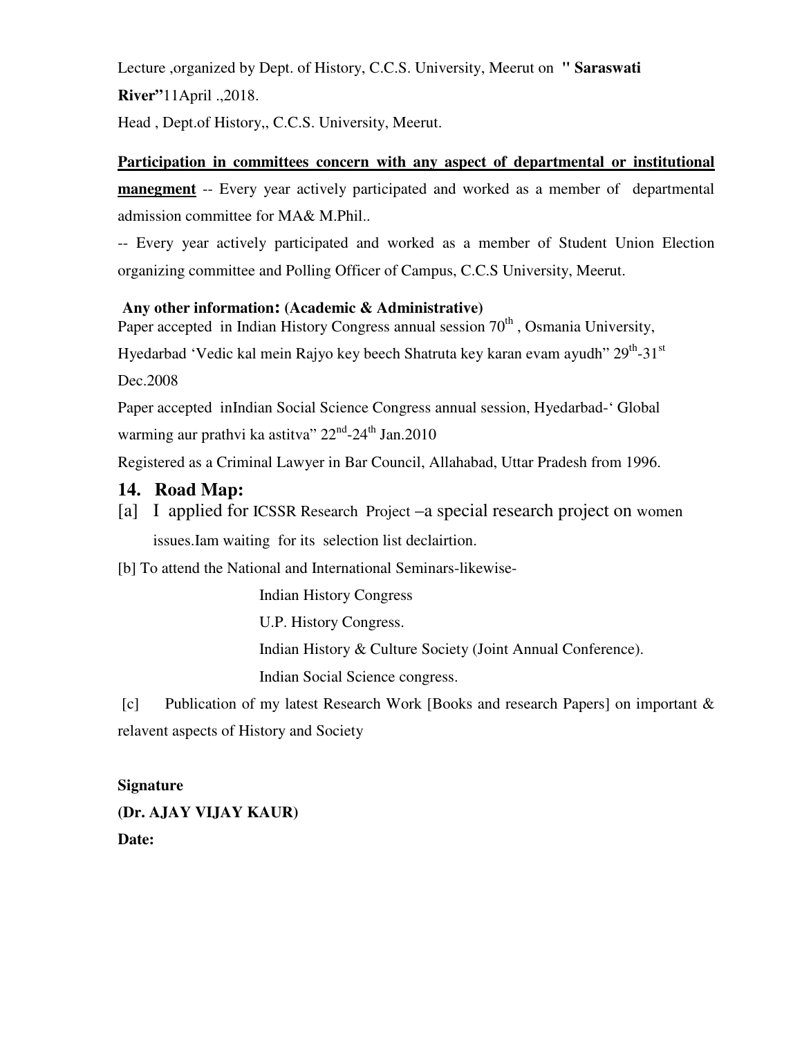Lecture ,organized by Dept. of History, C.C.S. University, Meerut on **" Saraswati River"**11April .,2018.

Head , Dept.of History,, C.C.S. University, Meerut.

**<u>Participation in committees concern with any aspect of departmental or institutional manegment</u>** -- Every year actively participated and worked as a member of departmental admission committee for MA& M.Phil..

-- Every year actively participated and worked as a member of Student Union Election organizing committee and Polling Officer of Campus, C.C.S University, Meerut.

**Any other information: (Academic & Administrative)**

Paper accepted in Indian History Congress annual session 70th , Osmania University, Hyedarbad 'Vedic kal mein Rajyo key beech Shatruta key karan evam ayudh" 29th-31st Dec.2008

Paper accepted inIndian Social Science Congress annual session, Hyedarbad-' Global warming aur prathvi ka astitva" 22nd-24th Jan.2010

Registered as a Criminal Lawyer in Bar Council, Allahabad, Uttar Pradesh from 1996.

## 14. Road Map:

[a] I applied for ICSSR Research Project –a special research project on women issues.Iam waiting for its selection list declairtion.

[b] To attend the National and International Seminars-likewise-

Indian History Congress

U.P. History Congress.

Indian History & Culture Society (Joint Annual Conference).

Indian Social Science congress.

[c] Publication of my latest Research Work [Books and research Papers] on important & relavent aspects of History and Society

**Signature**

**(Dr. AJAY VIJAY KAUR)**

**Date:**